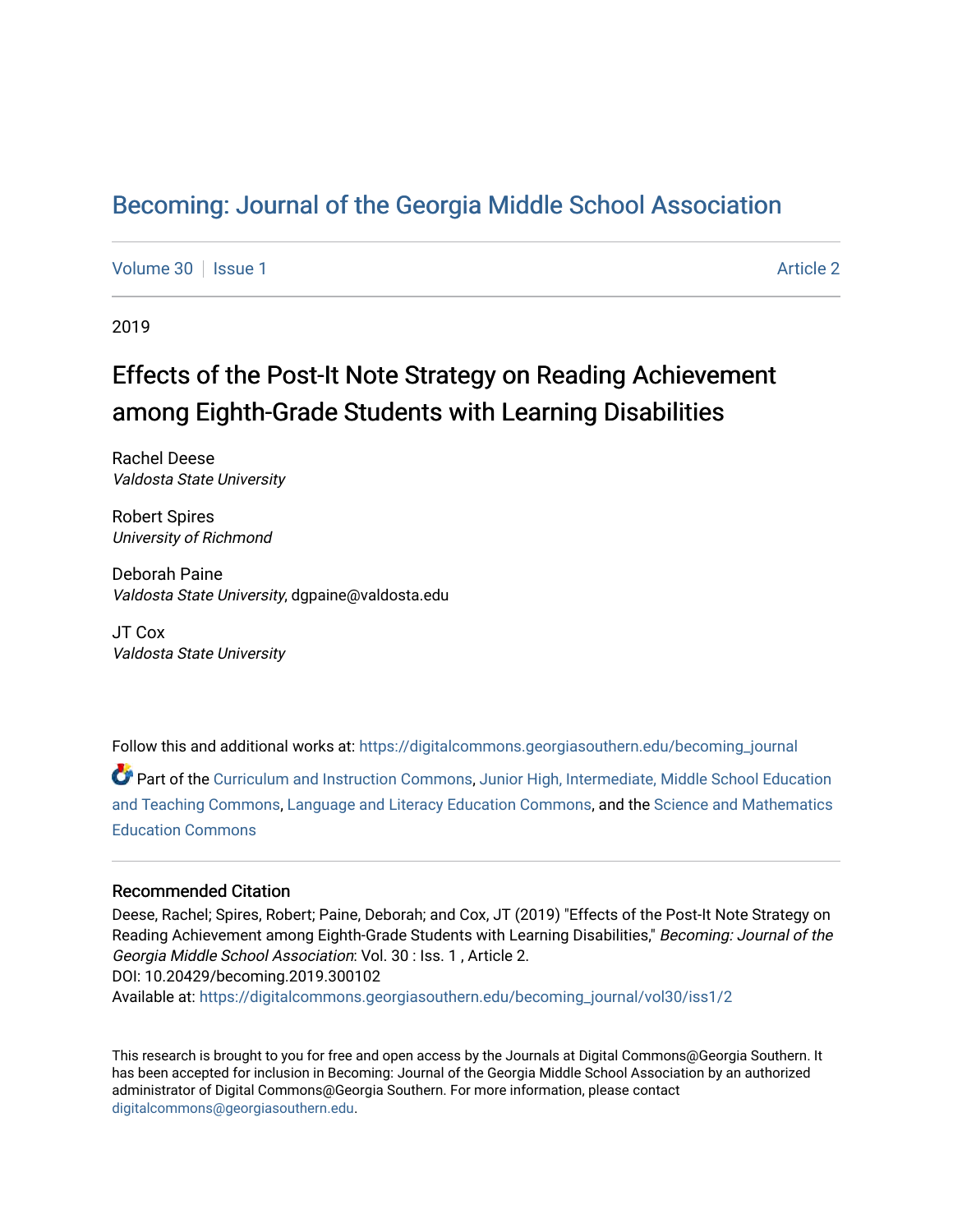# Becoming: Journal of the Georgia Middle School Association

Volume 30 | Issue 1 | Article 2

2019

## Effects of the Post-It Note Strategy on Reading Achievement among Eighth-Grade Students with Learning Disabilities

Rachel Deese
*Valdosta State University*

Robert Spires
*University of Richmond*

Deborah Paine
*Valdosta State University*, dgpaine@valdosta.edu

JT Cox
*Valdosta State University*

Follow this and additional works at: https://digitalcommons.georgiasouthern.edu/becoming_journal

Part of the Curriculum and Instruction Commons, Junior High, Intermediate, Middle School Education and Teaching Commons, Language and Literacy Education Commons, and the Science and Mathematics Education Commons

### Recommended Citation

Deese, Rachel; Spires, Robert; Paine, Deborah; and Cox, JT (2019) "Effects of the Post-It Note Strategy on Reading Achievement among Eighth-Grade Students with Learning Disabilities," *Becoming: Journal of the Georgia Middle School Association*: Vol. 30 : Iss. 1 , Article 2.
DOI: 10.20429/becoming.2019.300102
Available at: https://digitalcommons.georgiasouthern.edu/becoming_journal/vol30/iss1/2

This research is brought to you for free and open access by the Journals at Digital Commons@Georgia Southern. It has been accepted for inclusion in Becoming: Journal of the Georgia Middle School Association by an authorized administrator of Digital Commons@Georgia Southern. For more information, please contact digitalcommons@georgiasouthern.edu.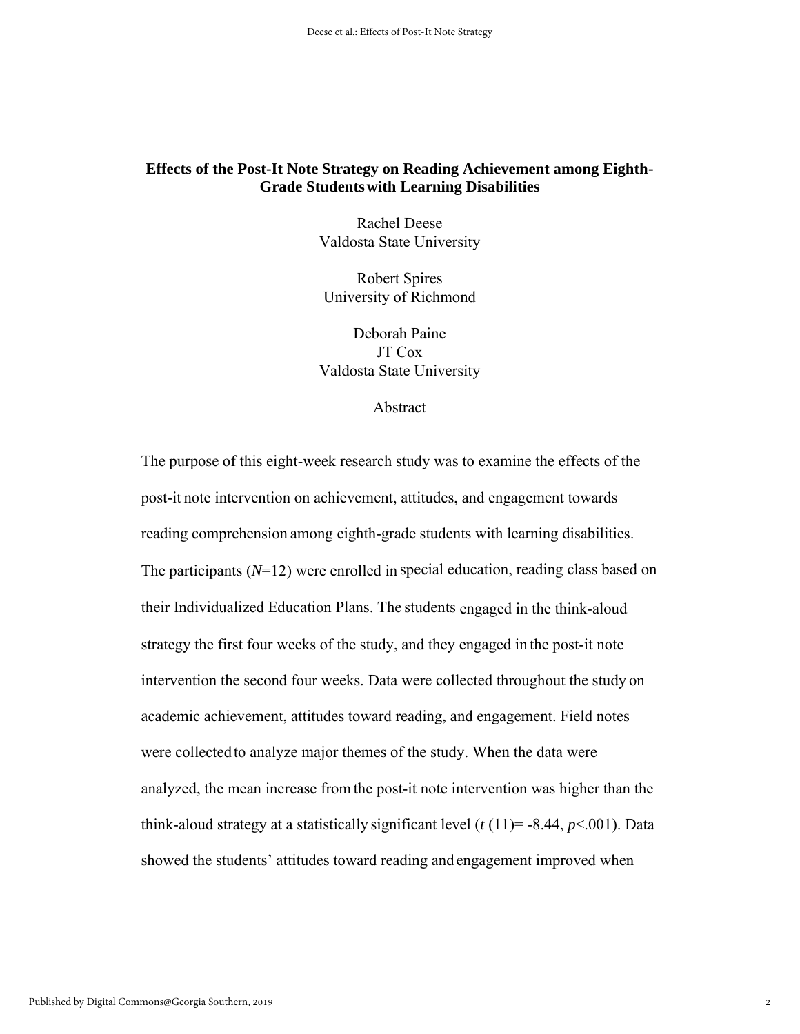# Effects of the Post-It Note Strategy on Reading Achievement among Eighth-Grade Students with Learning Disabilities

Rachel Deese
Valdosta State University

Robert Spires
University of Richmond

Deborah Paine
JT Cox
Valdosta State University

## Abstract

The purpose of this eight-week research study was to examine the effects of the post-it note intervention on achievement, attitudes, and engagement towards reading comprehension among eighth-grade students with learning disabilities. The participants (*N*=12) were enrolled in special education, reading class based on their Individualized Education Plans. The students engaged in the think-aloud strategy the first four weeks of the study, and they engaged in the post-it note intervention the second four weeks. Data were collected throughout the study on academic achievement, attitudes toward reading, and engagement. Field notes were collected to analyze major themes of the study. When the data were analyzed, the mean increase from the post-it note intervention was higher than the think-aloud strategy at a statistically significant level ($t$ (11)= -8.44, $p$<.001). Data showed the students' attitudes toward reading and engagement improved when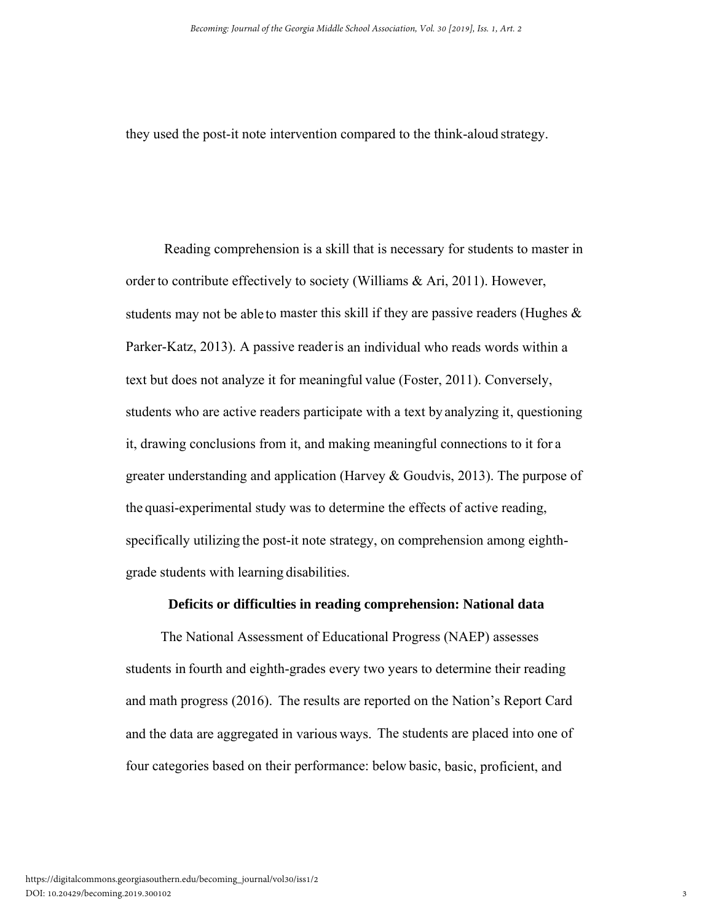they used the post-it note intervention compared to the think-aloud strategy.

Reading comprehension is a skill that is necessary for students to master in order to contribute effectively to society (Williams & Ari, 2011). However, students may not be able to master this skill if they are passive readers (Hughes & Parker-Katz, 2013). A passive reader is an individual who reads words within a text but does not analyze it for meaningful value (Foster, 2011). Conversely, students who are active readers participate with a text by analyzing it, questioning it, drawing conclusions from it, and making meaningful connections to it for a greater understanding and application (Harvey & Goudvis, 2013). The purpose of the quasi-experimental study was to determine the effects of active reading, specifically utilizing the post-it note strategy, on comprehension among eighth-grade students with learning disabilities.

**Deficits or difficulties in reading comprehension: National data**

The National Assessment of Educational Progress (NAEP) assesses students in fourth and eighth-grades every two years to determine their reading and math progress (2016). The results are reported on the Nation's Report Card and the data are aggregated in various ways. The students are placed into one of four categories based on their performance: below basic, basic, proficient, and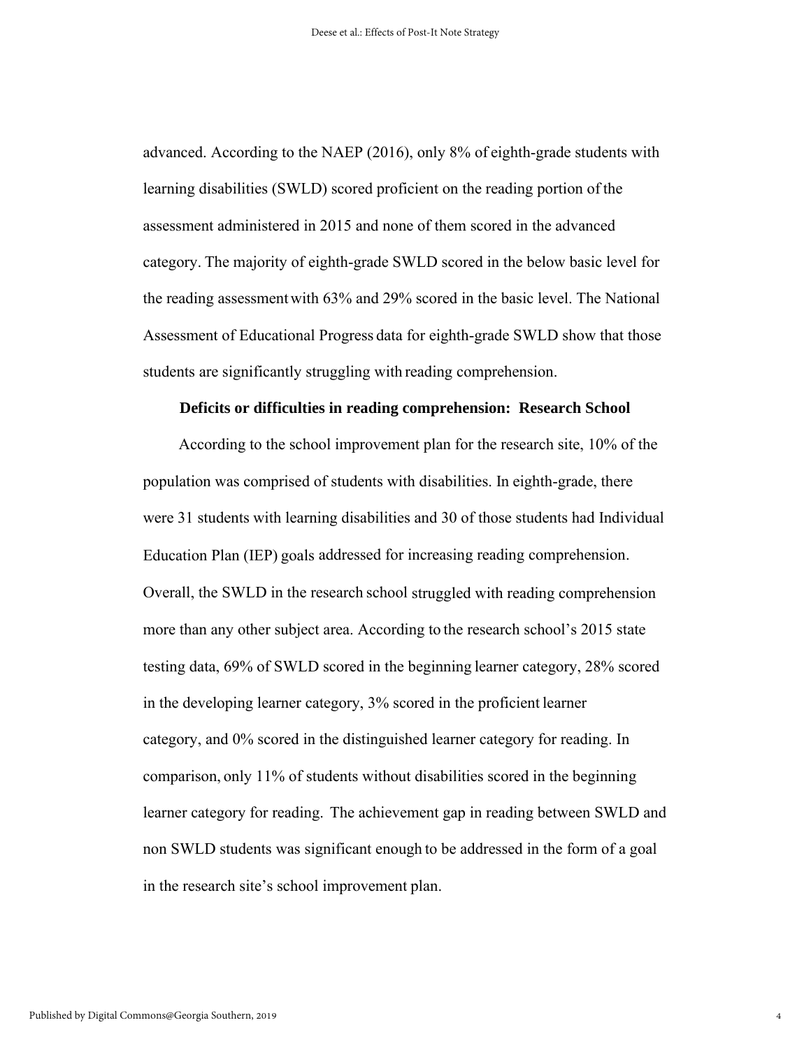advanced. According to the NAEP (2016), only 8% of eighth-grade students with learning disabilities (SWLD) scored proficient on the reading portion of the assessment administered in 2015 and none of them scored in the advanced category. The majority of eighth-grade SWLD scored in the below basic level for the reading assessment with 63% and 29% scored in the basic level. The National Assessment of Educational Progress data for eighth-grade SWLD show that those students are significantly struggling with reading comprehension.

**Deficits or difficulties in reading comprehension: Research School**

According to the school improvement plan for the research site, 10% of the population was comprised of students with disabilities. In eighth-grade, there were 31 students with learning disabilities and 30 of those students had Individual Education Plan (IEP) goals addressed for increasing reading comprehension. Overall, the SWLD in the research school struggled with reading comprehension more than any other subject area. According to the research school's 2015 state testing data, 69% of SWLD scored in the beginning learner category, 28% scored in the developing learner category, 3% scored in the proficient learner category, and 0% scored in the distinguished learner category for reading. In comparison, only 11% of students without disabilities scored in the beginning learner category for reading. The achievement gap in reading between SWLD and non SWLD students was significant enough to be addressed in the form of a goal in the research site's school improvement plan.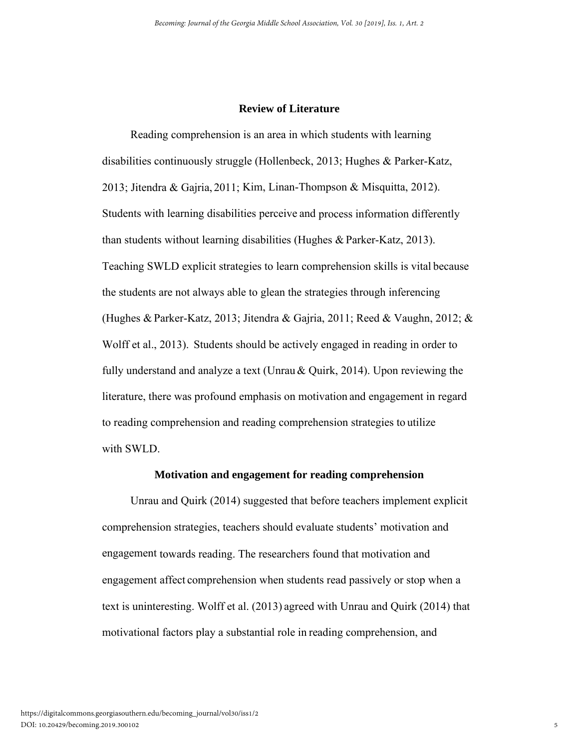## Review of Literature

Reading comprehension is an area in which students with learning disabilities continuously struggle (Hollenbeck, 2013; Hughes & Parker-Katz, 2013; Jitendra & Gajria, 2011; Kim, Linan-Thompson & Misquitta, 2012). Students with learning disabilities perceive and process information differently than students without learning disabilities (Hughes & Parker-Katz, 2013). Teaching SWLD explicit strategies to learn comprehension skills is vital because the students are not always able to glean the strategies through inferencing (Hughes & Parker-Katz, 2013; Jitendra & Gajria, 2011; Reed & Vaughn, 2012; & Wolff et al., 2013). Students should be actively engaged in reading in order to fully understand and analyze a text (Unrau & Quirk, 2014). Upon reviewing the literature, there was profound emphasis on motivation and engagement in regard to reading comprehension and reading comprehension strategies to utilize with SWLD.

### Motivation and engagement for reading comprehension

Unrau and Quirk (2014) suggested that before teachers implement explicit comprehension strategies, teachers should evaluate students' motivation and engagement towards reading. The researchers found that motivation and engagement affect comprehension when students read passively or stop when a text is uninteresting. Wolff et al. (2013) agreed with Unrau and Quirk (2014) that motivational factors play a substantial role in reading comprehension, and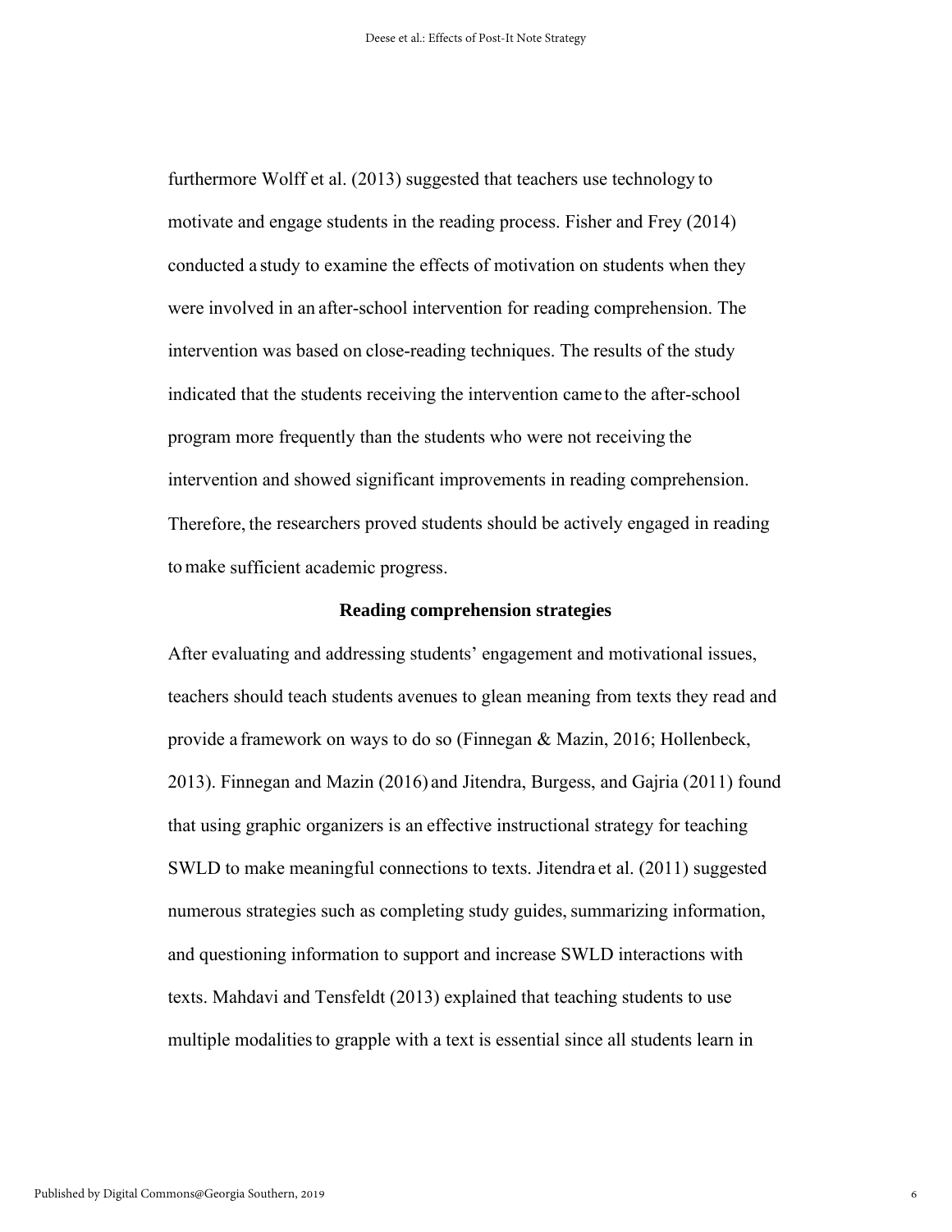furthermore Wolff et al. (2013) suggested that teachers use technology to motivate and engage students in the reading process. Fisher and Frey (2014) conducted a study to examine the effects of motivation on students when they were involved in an after-school intervention for reading comprehension. The intervention was based on close-reading techniques. The results of the study indicated that the students receiving the intervention came to the after-school program more frequently than the students who were not receiving the intervention and showed significant improvements in reading comprehension. Therefore, the researchers proved students should be actively engaged in reading to make sufficient academic progress.

### Reading comprehension strategies

After evaluating and addressing students' engagement and motivational issues, teachers should teach students avenues to glean meaning from texts they read and provide a framework on ways to do so (Finnegan & Mazin, 2016; Hollenbeck, 2013). Finnegan and Mazin (2016) and Jitendra, Burgess, and Gajria (2011) found that using graphic organizers is an effective instructional strategy for teaching SWLD to make meaningful connections to texts. Jitendra et al. (2011) suggested numerous strategies such as completing study guides, summarizing information, and questioning information to support and increase SWLD interactions with texts. Mahdavi and Tensfeldt (2013) explained that teaching students to use multiple modalities to grapple with a text is essential since all students learn in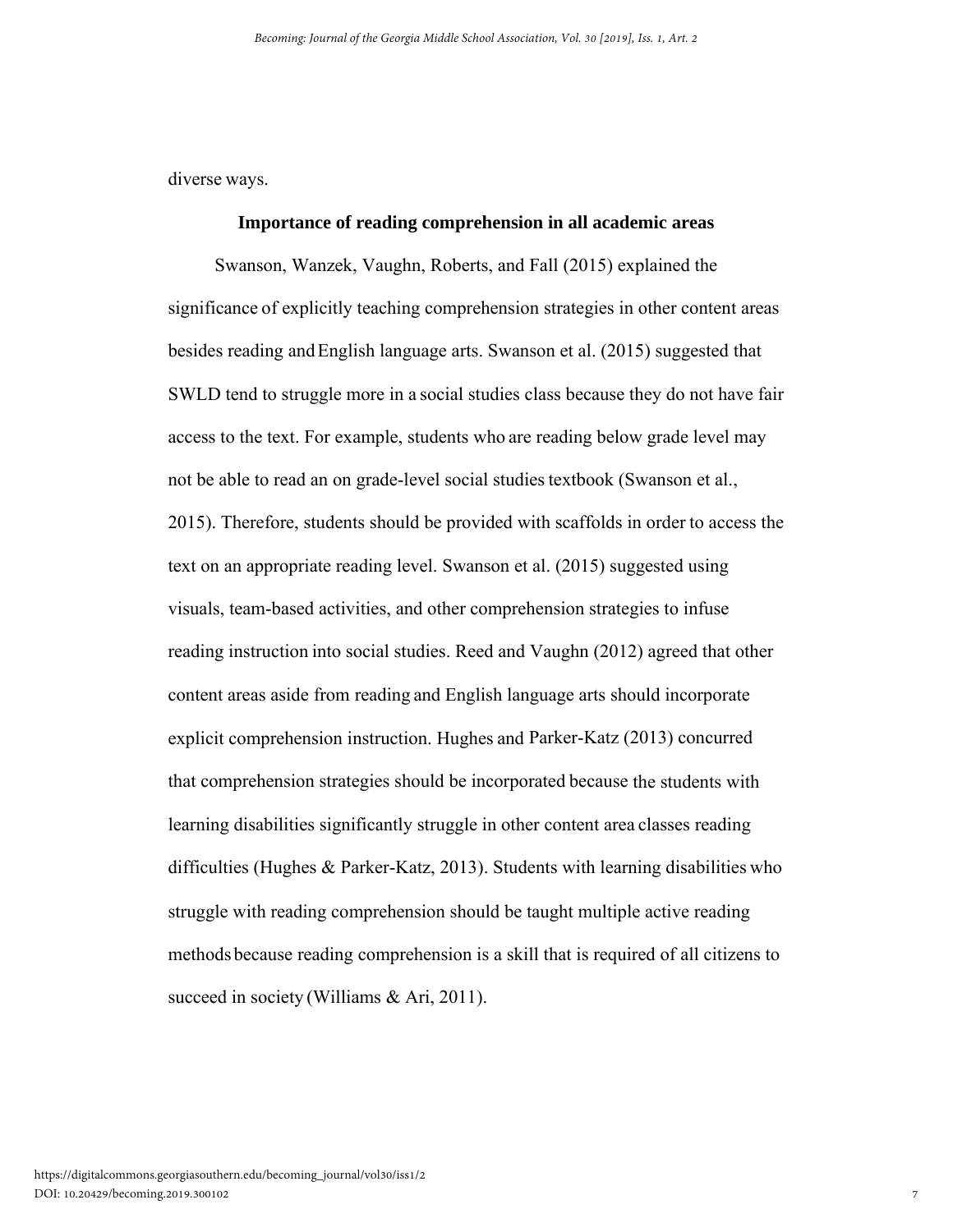diverse ways.

## Importance of reading comprehension in all academic areas

Swanson, Wanzek, Vaughn, Roberts, and Fall (2015) explained the significance of explicitly teaching comprehension strategies in other content areas besides reading and English language arts. Swanson et al. (2015) suggested that SWLD tend to struggle more in a social studies class because they do not have fair access to the text. For example, students who are reading below grade level may not be able to read an on grade-level social studies textbook (Swanson et al., 2015). Therefore, students should be provided with scaffolds in order to access the text on an appropriate reading level. Swanson et al. (2015) suggested using visuals, team-based activities, and other comprehension strategies to infuse reading instruction into social studies. Reed and Vaughn (2012) agreed that other content areas aside from reading and English language arts should incorporate explicit comprehension instruction. Hughes and Parker-Katz (2013) concurred that comprehension strategies should be incorporated because the students with learning disabilities significantly struggle in other content area classes reading difficulties (Hughes & Parker-Katz, 2013). Students with learning disabilities who struggle with reading comprehension should be taught multiple active reading methods because reading comprehension is a skill that is required of all citizens to succeed in society (Williams & Ari, 2011).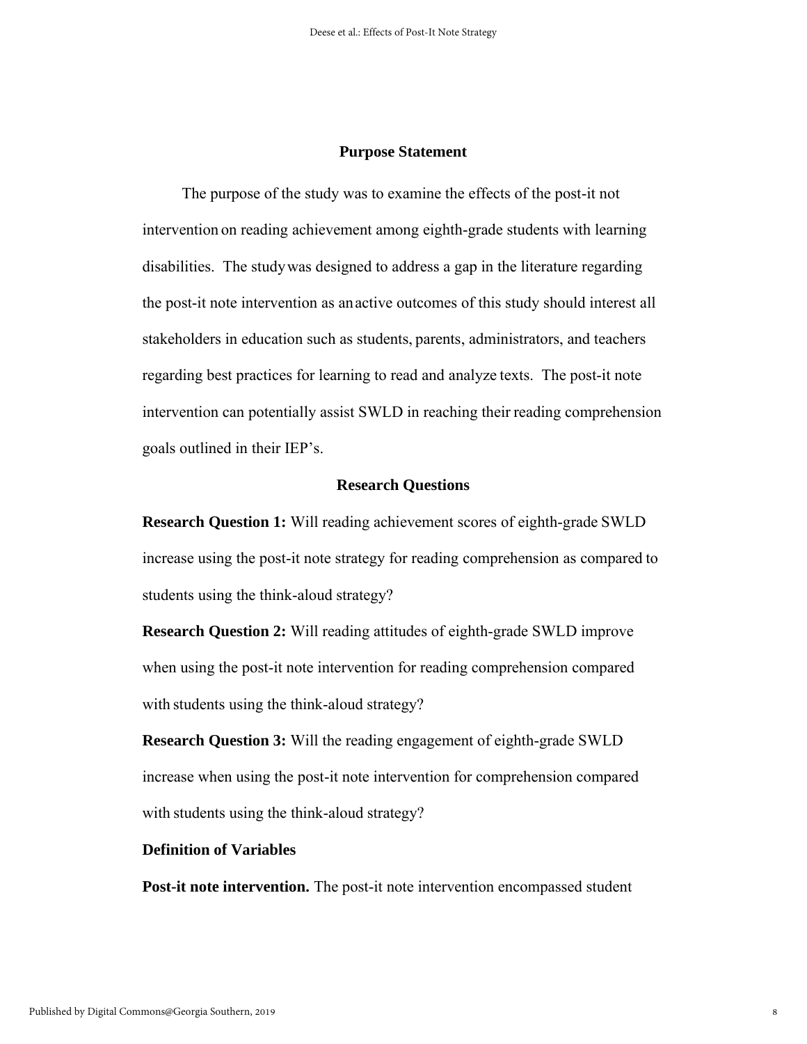## Purpose Statement

The purpose of the study was to examine the effects of the post-it not intervention on reading achievement among eighth-grade students with learning disabilities. The study was designed to address a gap in the literature regarding the post-it note intervention as an active outcomes of this study should interest all stakeholders in education such as students, parents, administrators, and teachers regarding best practices for learning to read and analyze texts. The post-it note intervention can potentially assist SWLD in reaching their reading comprehension goals outlined in their IEP's.

## Research Questions

**Research Question 1:** Will reading achievement scores of eighth-grade SWLD increase using the post-it note strategy for reading comprehension as compared to students using the think-aloud strategy?

**Research Question 2:** Will reading attitudes of eighth-grade SWLD improve when using the post-it note intervention for reading comprehension compared with students using the think-aloud strategy?

**Research Question 3:** Will the reading engagement of eighth-grade SWLD increase when using the post-it note intervention for comprehension compared with students using the think-aloud strategy?

### Definition of Variables

**Post-it note intervention.** The post-it note intervention encompassed student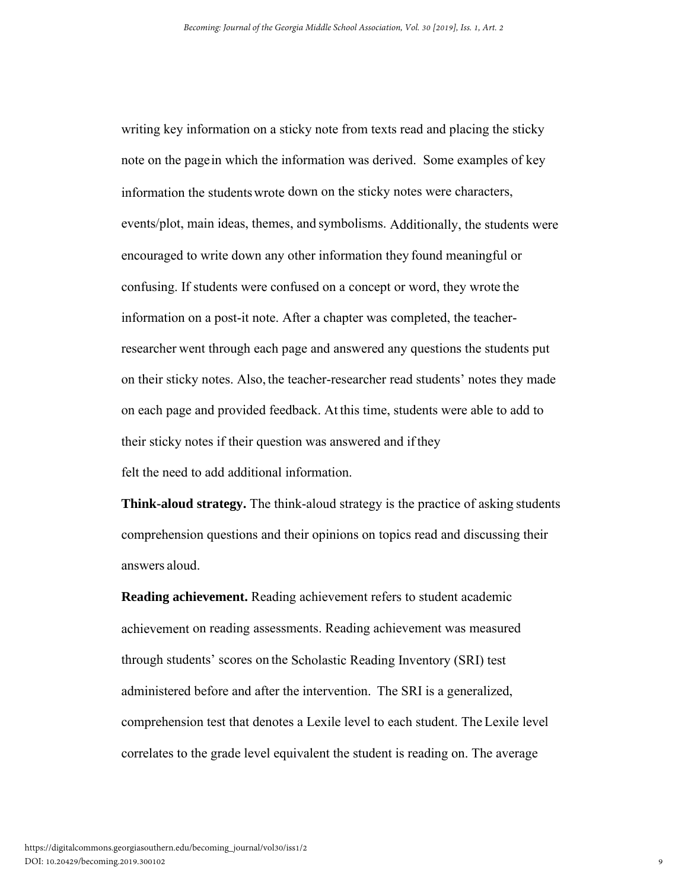writing key information on a sticky note from texts read and placing the sticky note on the page in which the information was derived. Some examples of key information the students wrote down on the sticky notes were characters, events/plot, main ideas, themes, and symbolisms. Additionally, the students were encouraged to write down any other information they found meaningful or confusing. If students were confused on a concept or word, they wrote the information on a post-it note. After a chapter was completed, the teacher-researcher went through each page and answered any questions the students put on their sticky notes. Also, the teacher-researcher read students' notes they made on each page and provided feedback. At this time, students were able to add to their sticky notes if their question was answered and if they felt the need to add additional information.

**Think-aloud strategy.** The think-aloud strategy is the practice of asking students comprehension questions and their opinions on topics read and discussing their answers aloud.

**Reading achievement.** Reading achievement refers to student academic achievement on reading assessments. Reading achievement was measured through students' scores on the Scholastic Reading Inventory (SRI) test administered before and after the intervention. The SRI is a generalized, comprehension test that denotes a Lexile level to each student. The Lexile level correlates to the grade level equivalent the student is reading on. The average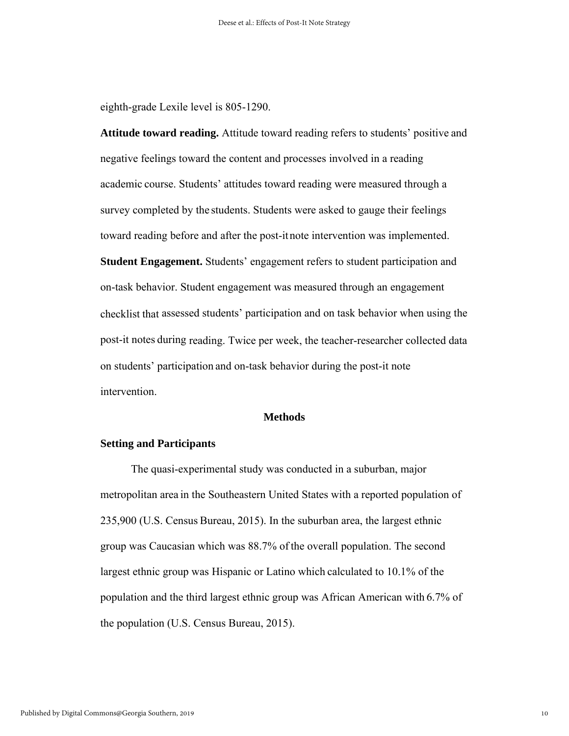eighth-grade Lexile level is 805-1290.

**Attitude toward reading.** Attitude toward reading refers to students' positive and negative feelings toward the content and processes involved in a reading academic course. Students' attitudes toward reading were measured through a survey completed by the students. Students were asked to gauge their feelings toward reading before and after the post-it note intervention was implemented.

**Student Engagement.** Students' engagement refers to student participation and on-task behavior. Student engagement was measured through an engagement checklist that assessed students' participation and on task behavior when using the post-it notes during reading. Twice per week, the teacher-researcher collected data on students' participation and on-task behavior during the post-it note intervention.

## Methods

### Setting and Participants

The quasi-experimental study was conducted in a suburban, major metropolitan area in the Southeastern United States with a reported population of 235,900 (U.S. Census Bureau, 2015). In the suburban area, the largest ethnic group was Caucasian which was 88.7% of the overall population. The second largest ethnic group was Hispanic or Latino which calculated to 10.1% of the population and the third largest ethnic group was African American with 6.7% of the population (U.S. Census Bureau, 2015).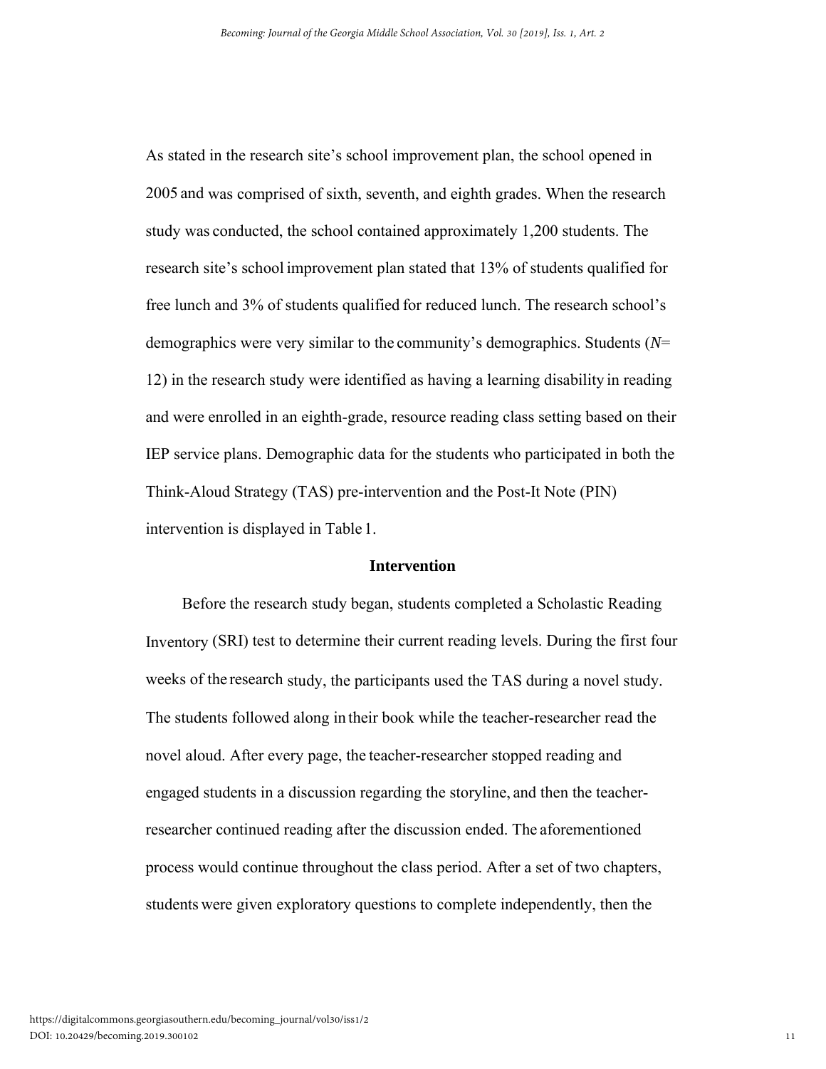As stated in the research site's school improvement plan, the school opened in 2005 and was comprised of sixth, seventh, and eighth grades. When the research study was conducted, the school contained approximately 1,200 students. The research site's school improvement plan stated that 13% of students qualified for free lunch and 3% of students qualified for reduced lunch. The research school's demographics were very similar to the community's demographics. Students (*N*= 12) in the research study were identified as having a learning disability in reading and were enrolled in an eighth-grade, resource reading class setting based on their IEP service plans. Demographic data for the students who participated in both the Think-Aloud Strategy (TAS) pre-intervention and the Post-It Note (PIN) intervention is displayed in Table 1.

## Intervention

Before the research study began, students completed a Scholastic Reading Inventory (SRI) test to determine their current reading levels. During the first four weeks of the research study, the participants used the TAS during a novel study. The students followed along in their book while the teacher-researcher read the novel aloud. After every page, the teacher-researcher stopped reading and engaged students in a discussion regarding the storyline, and then the teacher-researcher continued reading after the discussion ended. The aforementioned process would continue throughout the class period. After a set of two chapters, students were given exploratory questions to complete independently, then the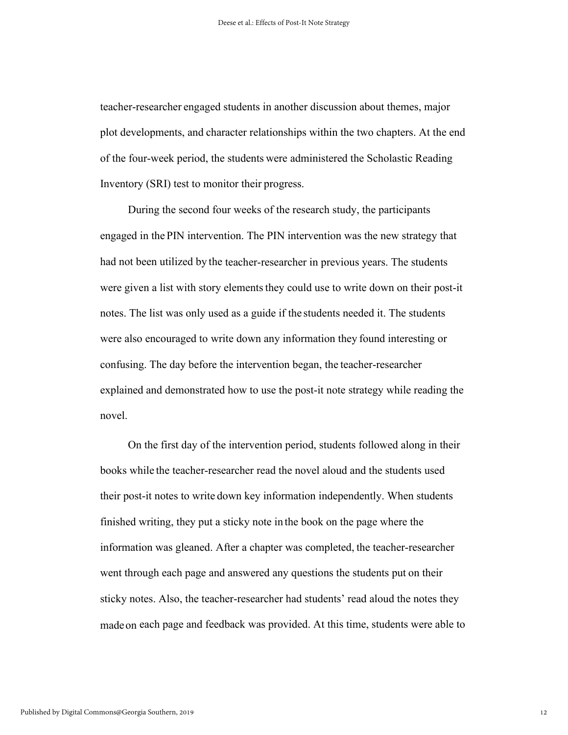teacher-researcher engaged students in another discussion about themes, major plot developments, and character relationships within the two chapters. At the end of the four-week period, the students were administered the Scholastic Reading Inventory (SRI) test to monitor their progress.

During the second four weeks of the research study, the participants engaged in the PIN intervention. The PIN intervention was the new strategy that had not been utilized by the teacher-researcher in previous years. The students were given a list with story elements they could use to write down on their post-it notes. The list was only used as a guide if the students needed it. The students were also encouraged to write down any information they found interesting or confusing. The day before the intervention began, the teacher-researcher explained and demonstrated how to use the post-it note strategy while reading the novel.

On the first day of the intervention period, students followed along in their books while the teacher-researcher read the novel aloud and the students used their post-it notes to write down key information independently. When students finished writing, they put a sticky note in the book on the page where the information was gleaned. After a chapter was completed, the teacher-researcher went through each page and answered any questions the students put on their sticky notes. Also, the teacher-researcher had students' read aloud the notes they made on each page and feedback was provided. At this time, students were able to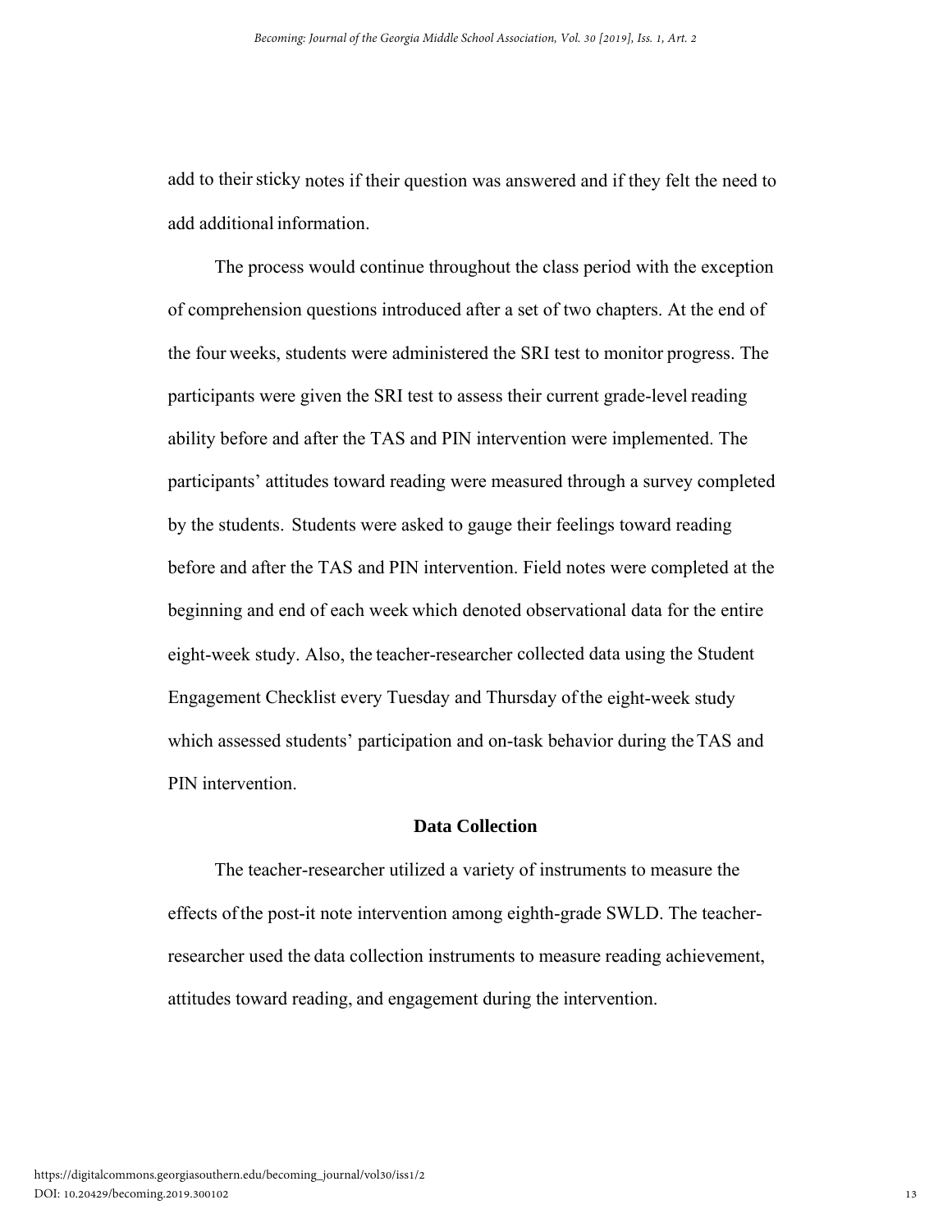add to their sticky notes if their question was answered and if they felt the need to add additional information.

The process would continue throughout the class period with the exception of comprehension questions introduced after a set of two chapters. At the end of the four weeks, students were administered the SRI test to monitor progress. The participants were given the SRI test to assess their current grade-level reading ability before and after the TAS and PIN intervention were implemented. The participants' attitudes toward reading were measured through a survey completed by the students. Students were asked to gauge their feelings toward reading before and after the TAS and PIN intervention. Field notes were completed at the beginning and end of each week which denoted observational data for the entire eight-week study. Also, the teacher-researcher collected data using the Student Engagement Checklist every Tuesday and Thursday of the eight-week study which assessed students' participation and on-task behavior during the TAS and PIN intervention.

## Data Collection

The teacher-researcher utilized a variety of instruments to measure the effects of the post-it note intervention among eighth-grade SWLD. The teacher-researcher used the data collection instruments to measure reading achievement, attitudes toward reading, and engagement during the intervention.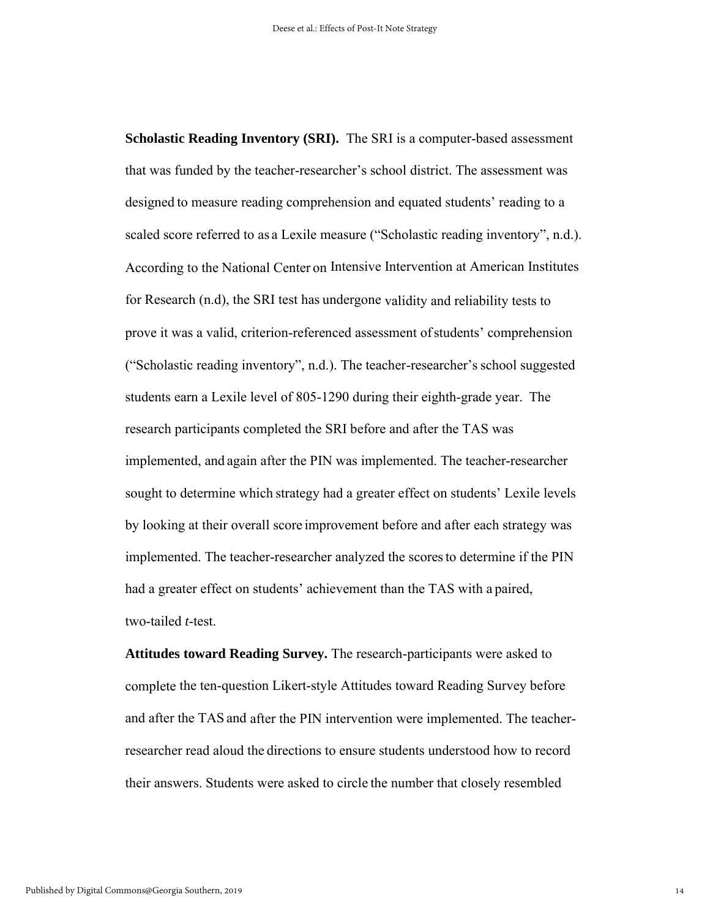**Scholastic Reading Inventory (SRI).** The SRI is a computer-based assessment that was funded by the teacher-researcher's school district. The assessment was designed to measure reading comprehension and equated students' reading to a scaled score referred to as a Lexile measure ("Scholastic reading inventory", n.d.). According to the National Center on Intensive Intervention at American Institutes for Research (n.d), the SRI test has undergone validity and reliability tests to prove it was a valid, criterion-referenced assessment of students' comprehension ("Scholastic reading inventory", n.d.). The teacher-researcher's school suggested students earn a Lexile level of 805-1290 during their eighth-grade year. The research participants completed the SRI before and after the TAS was implemented, and again after the PIN was implemented. The teacher-researcher sought to determine which strategy had a greater effect on students' Lexile levels by looking at their overall score improvement before and after each strategy was implemented. The teacher-researcher analyzed the scores to determine if the PIN had a greater effect on students' achievement than the TAS with a paired, two-tailed *t*-test.

**Attitudes toward Reading Survey.** The research-participants were asked to complete the ten-question Likert-style Attitudes toward Reading Survey before and after the TAS and after the PIN intervention were implemented. The teacher-researcher read aloud the directions to ensure students understood how to record their answers. Students were asked to circle the number that closely resembled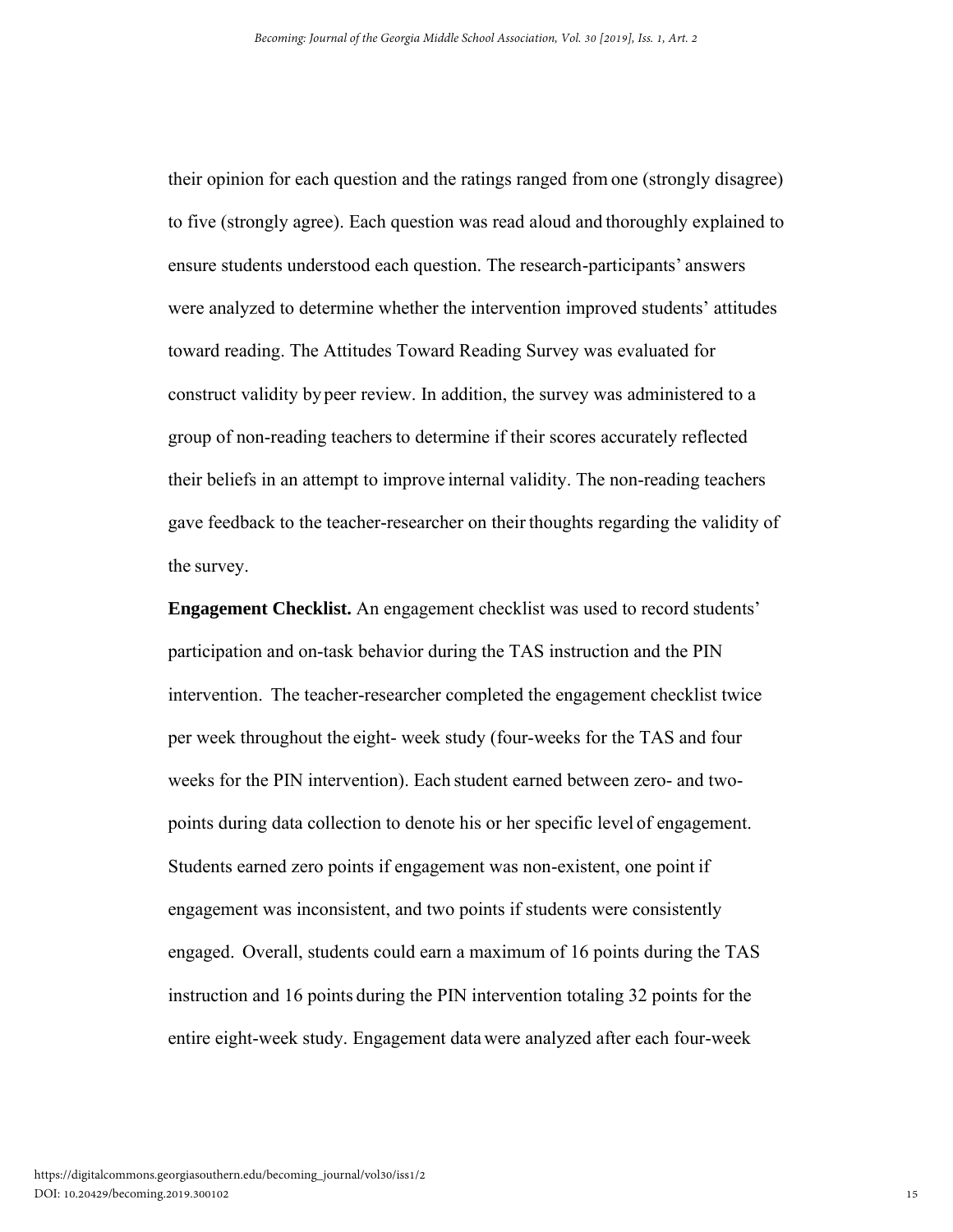their opinion for each question and the ratings ranged from one (strongly disagree) to five (strongly agree). Each question was read aloud and thoroughly explained to ensure students understood each question. The research-participants' answers were analyzed to determine whether the intervention improved students' attitudes toward reading. The Attitudes Toward Reading Survey was evaluated for construct validity by peer review. In addition, the survey was administered to a group of non-reading teachers to determine if their scores accurately reflected their beliefs in an attempt to improve internal validity. The non-reading teachers gave feedback to the teacher-researcher on their thoughts regarding the validity of the survey.

**Engagement Checklist.** An engagement checklist was used to record students' participation and on-task behavior during the TAS instruction and the PIN intervention. The teacher-researcher completed the engagement checklist twice per week throughout the eight- week study (four-weeks for the TAS and four weeks for the PIN intervention). Each student earned between zero- and two-points during data collection to denote his or her specific level of engagement. Students earned zero points if engagement was non-existent, one point if engagement was inconsistent, and two points if students were consistently engaged. Overall, students could earn a maximum of 16 points during the TAS instruction and 16 points during the PIN intervention totaling 32 points for the entire eight-week study. Engagement data were analyzed after each four-week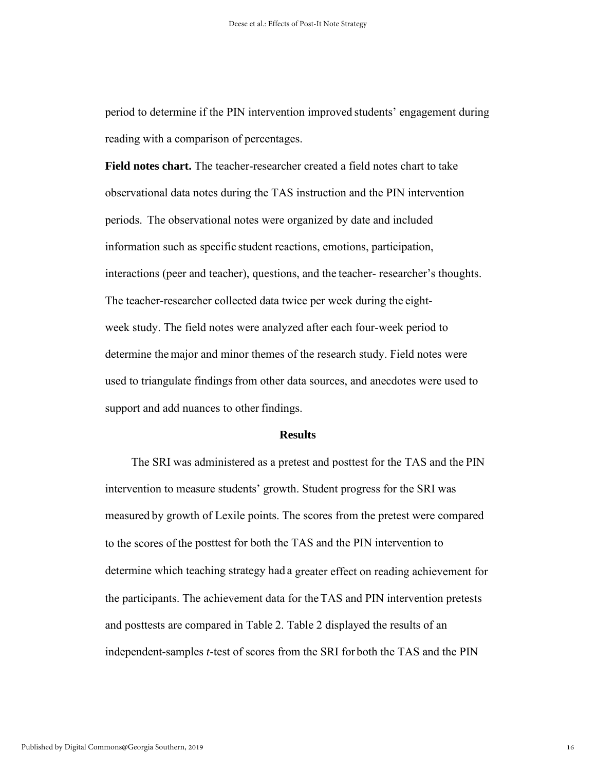period to determine if the PIN intervention improved students' engagement during reading with a comparison of percentages.

**Field notes chart.** The teacher-researcher created a field notes chart to take observational data notes during the TAS instruction and the PIN intervention periods. The observational notes were organized by date and included information such as specific student reactions, emotions, participation, interactions (peer and teacher), questions, and the teacher- researcher's thoughts. The teacher-researcher collected data twice per week during the eight-week study. The field notes were analyzed after each four-week period to determine the major and minor themes of the research study. Field notes were used to triangulate findings from other data sources, and anecdotes were used to support and add nuances to other findings.

## Results

The SRI was administered as a pretest and posttest for the TAS and the PIN intervention to measure students' growth. Student progress for the SRI was measured by growth of Lexile points. The scores from the pretest were compared to the scores of the posttest for both the TAS and the PIN intervention to determine which teaching strategy had a greater effect on reading achievement for the participants. The achievement data for the TAS and PIN intervention pretests and posttests are compared in Table 2. Table 2 displayed the results of an independent-samples *t*-test of scores from the SRI for both the TAS and the PIN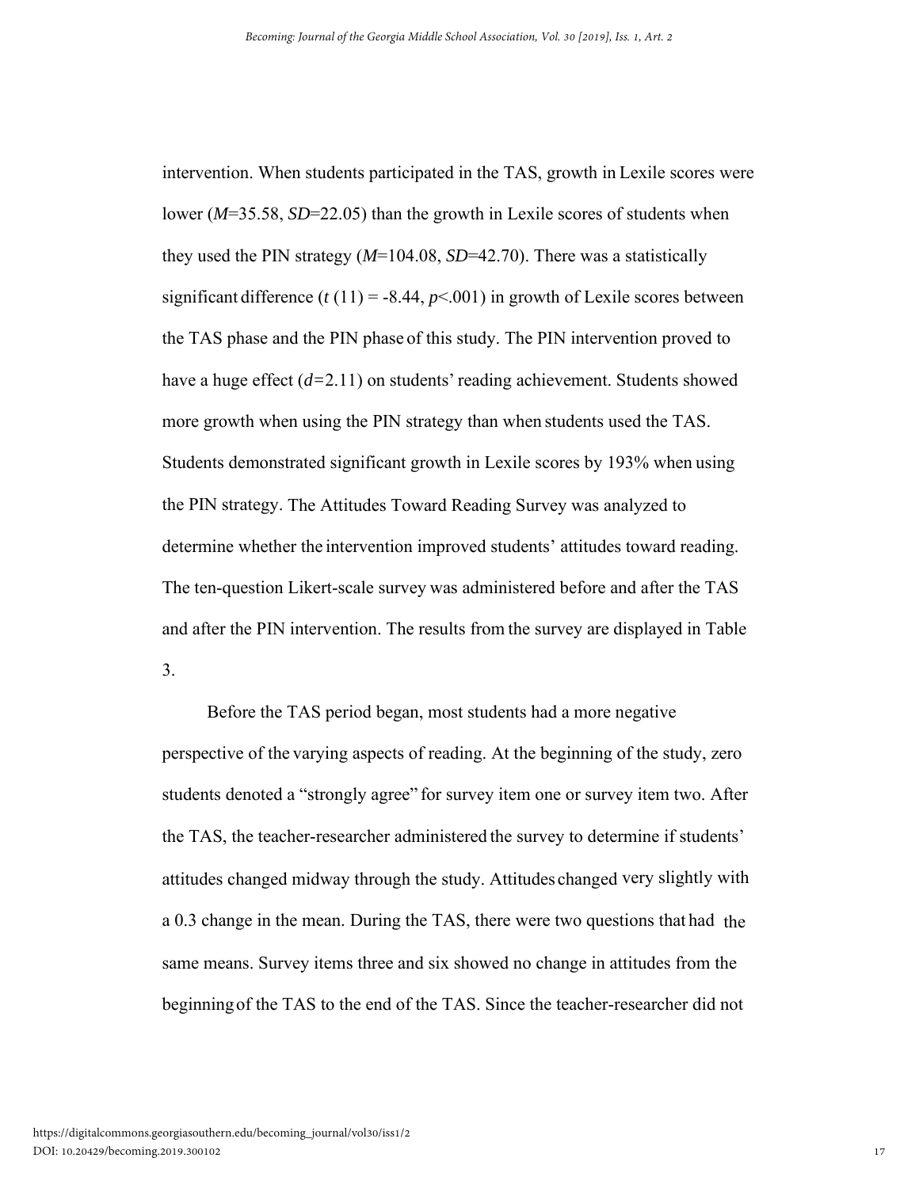intervention. When students participated in the TAS, growth in Lexile scores were lower ($M$=35.58, $SD$=22.05) than the growth in Lexile scores of students when they used the PIN strategy ($M$=104.08, $SD$=42.70). There was a statistically significant difference ($t$ (11) = -8.44, $p$<.001) in growth of Lexile scores between the TAS phase and the PIN phase of this study. The PIN intervention proved to have a huge effect ($d$=2.11) on students' reading achievement. Students showed more growth when using the PIN strategy than when students used the TAS. Students demonstrated significant growth in Lexile scores by 193% when using the PIN strategy. The Attitudes Toward Reading Survey was analyzed to determine whether the intervention improved students' attitudes toward reading. The ten-question Likert-scale survey was administered before and after the TAS and after the PIN intervention. The results from the survey are displayed in Table 3.

Before the TAS period began, most students had a more negative perspective of the varying aspects of reading. At the beginning of the study, zero students denoted a "strongly agree" for survey item one or survey item two. After the TAS, the teacher-researcher administered the survey to determine if students' attitudes changed midway through the study. Attitudes changed very slightly with a 0.3 change in the mean. During the TAS, there were two questions that had the same means. Survey items three and six showed no change in attitudes from the beginning of the TAS to the end of the TAS. Since the teacher-researcher did not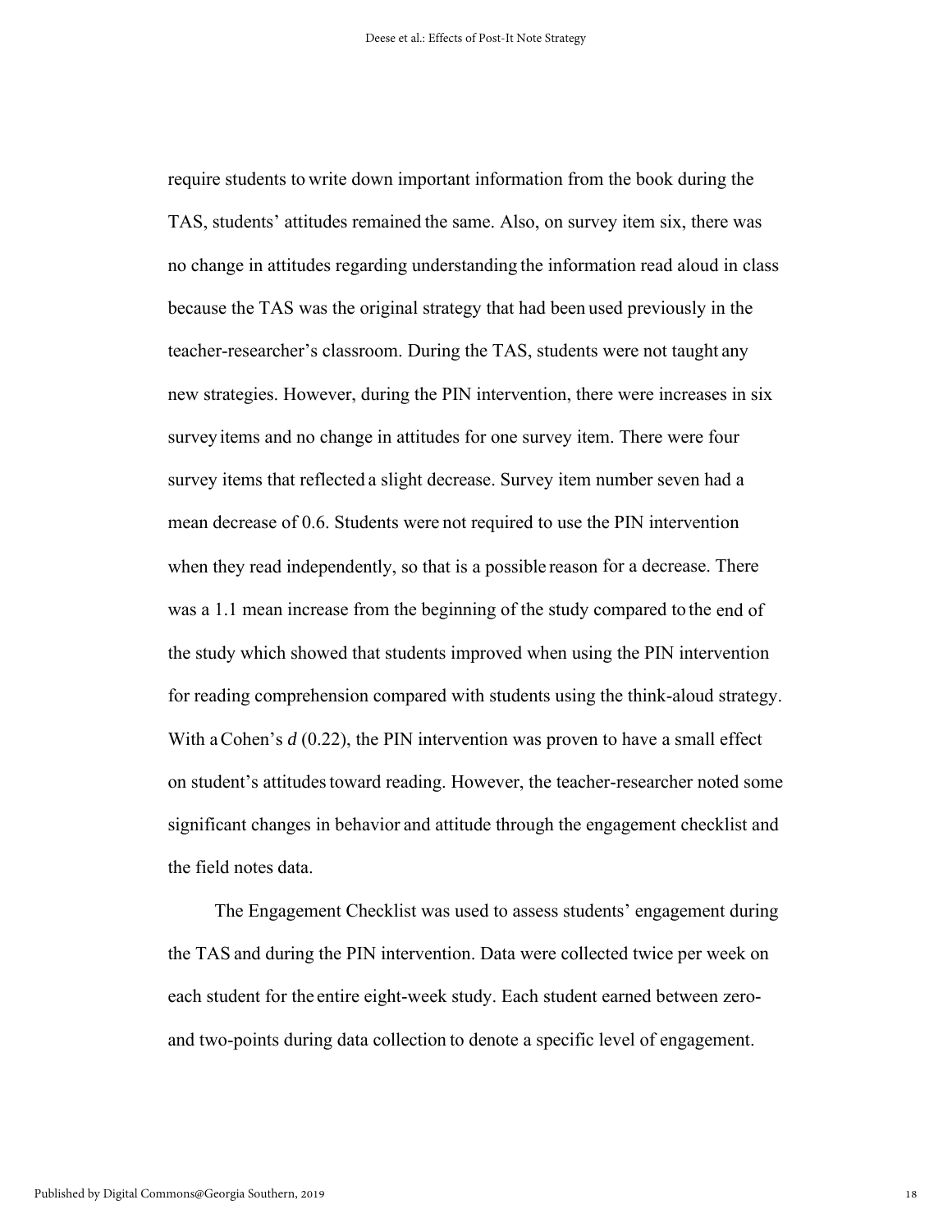require students to write down important information from the book during the TAS, students' attitudes remained the same. Also, on survey item six, there was no change in attitudes regarding understanding the information read aloud in class because the TAS was the original strategy that had been used previously in the teacher-researcher's classroom. During the TAS, students were not taught any new strategies. However, during the PIN intervention, there were increases in six survey items and no change in attitudes for one survey item. There were four survey items that reflected a slight decrease. Survey item number seven had a mean decrease of 0.6. Students were not required to use the PIN intervention when they read independently, so that is a possible reason for a decrease. There was a 1.1 mean increase from the beginning of the study compared to the end of the study which showed that students improved when using the PIN intervention for reading comprehension compared with students using the think-aloud strategy. With a Cohen's *d* (0.22), the PIN intervention was proven to have a small effect on student's attitudes toward reading. However, the teacher-researcher noted some significant changes in behavior and attitude through the engagement checklist and the field notes data.

The Engagement Checklist was used to assess students' engagement during the TAS and during the PIN intervention. Data were collected twice per week on each student for the entire eight-week study. Each student earned between zero- and two-points during data collection to denote a specific level of engagement.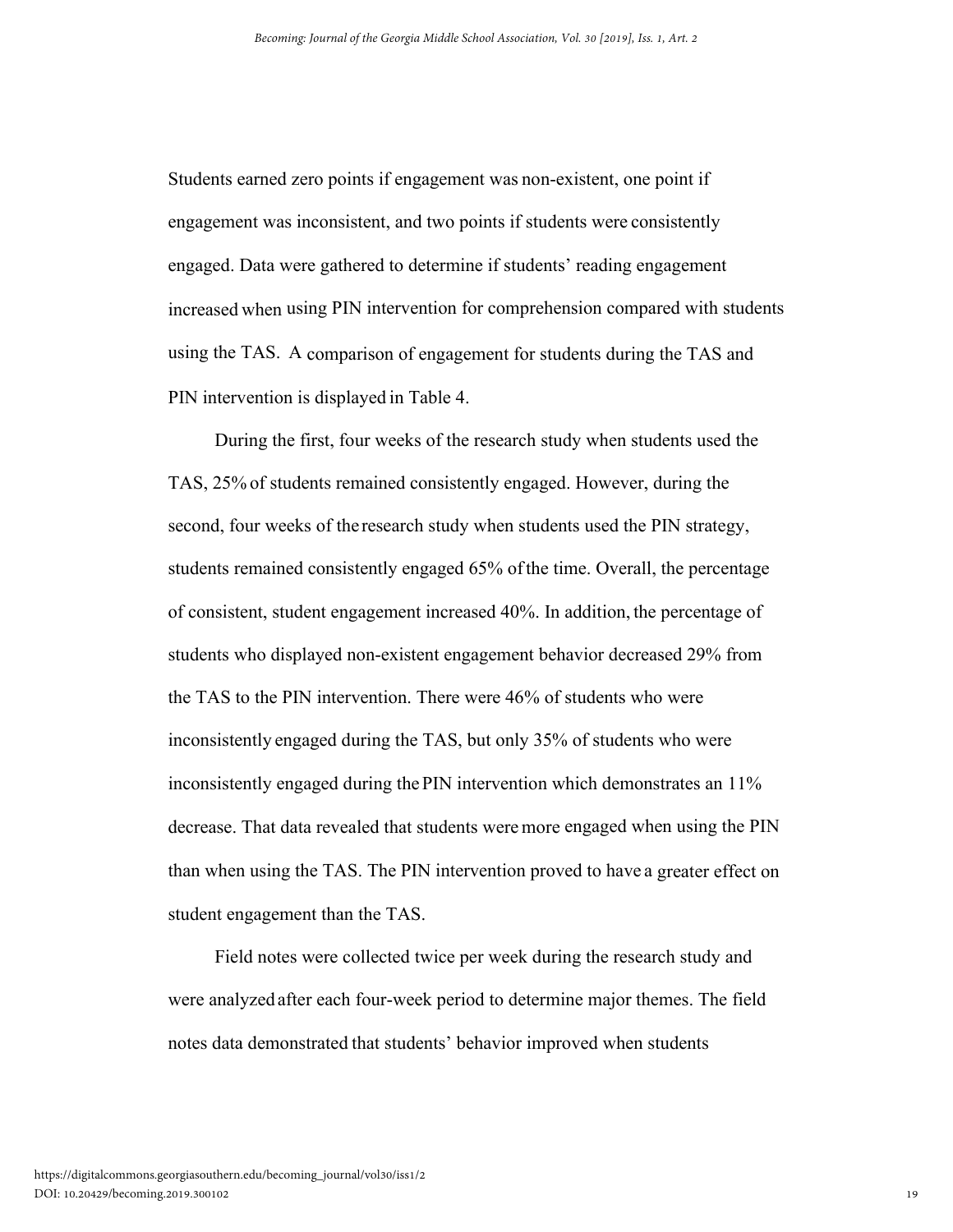Students earned zero points if engagement was non-existent, one point if engagement was inconsistent, and two points if students were consistently engaged. Data were gathered to determine if students' reading engagement increased when using PIN intervention for comprehension compared with students using the TAS. A comparison of engagement for students during the TAS and PIN intervention is displayed in Table 4.

During the first, four weeks of the research study when students used the TAS, 25% of students remained consistently engaged. However, during the second, four weeks of the research study when students used the PIN strategy, students remained consistently engaged 65% of the time. Overall, the percentage of consistent, student engagement increased 40%. In addition, the percentage of students who displayed non-existent engagement behavior decreased 29% from the TAS to the PIN intervention. There were 46% of students who were inconsistently engaged during the TAS, but only 35% of students who were inconsistently engaged during the PIN intervention which demonstrates an 11% decrease. That data revealed that students were more engaged when using the PIN than when using the TAS. The PIN intervention proved to have a greater effect on student engagement than the TAS.

Field notes were collected twice per week during the research study and were analyzed after each four-week period to determine major themes. The field notes data demonstrated that students' behavior improved when students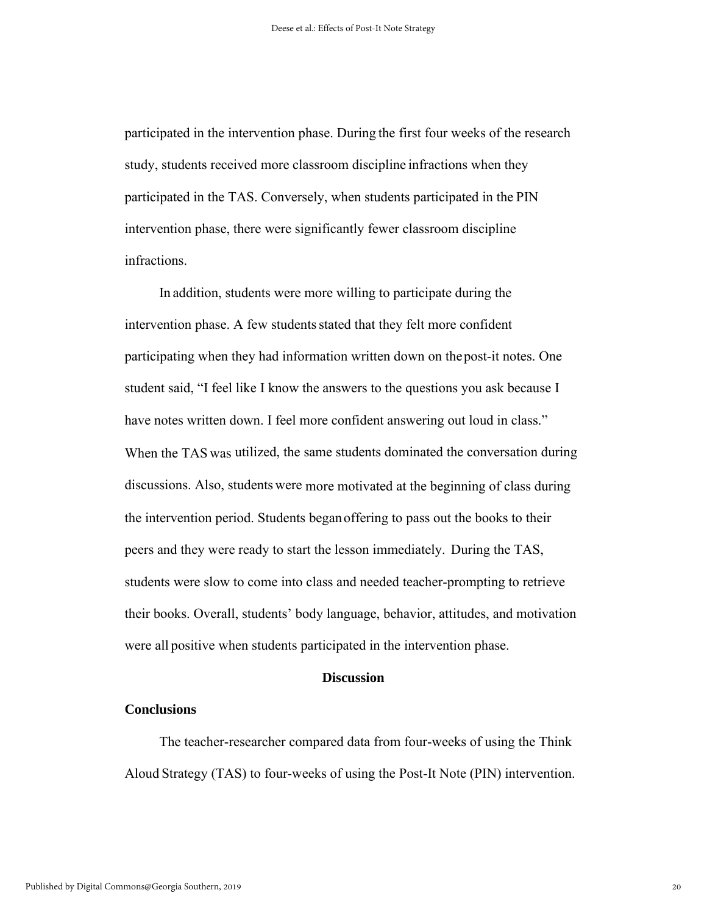participated in the intervention phase. During the first four weeks of the research study, students received more classroom discipline infractions when they participated in the TAS. Conversely, when students participated in the PIN intervention phase, there were significantly fewer classroom discipline infractions.

In addition, students were more willing to participate during the intervention phase. A few students stated that they felt more confident participating when they had information written down on the post-it notes. One student said, "I feel like I know the answers to the questions you ask because I have notes written down. I feel more confident answering out loud in class." When the TAS was utilized, the same students dominated the conversation during discussions. Also, students were more motivated at the beginning of class during the intervention period. Students began offering to pass out the books to their peers and they were ready to start the lesson immediately. During the TAS, students were slow to come into class and needed teacher-prompting to retrieve their books. Overall, students' body language, behavior, attitudes, and motivation were all positive when students participated in the intervention phase.

## Discussion

### Conclusions

The teacher-researcher compared data from four-weeks of using the Think Aloud Strategy (TAS) to four-weeks of using the Post-It Note (PIN) intervention.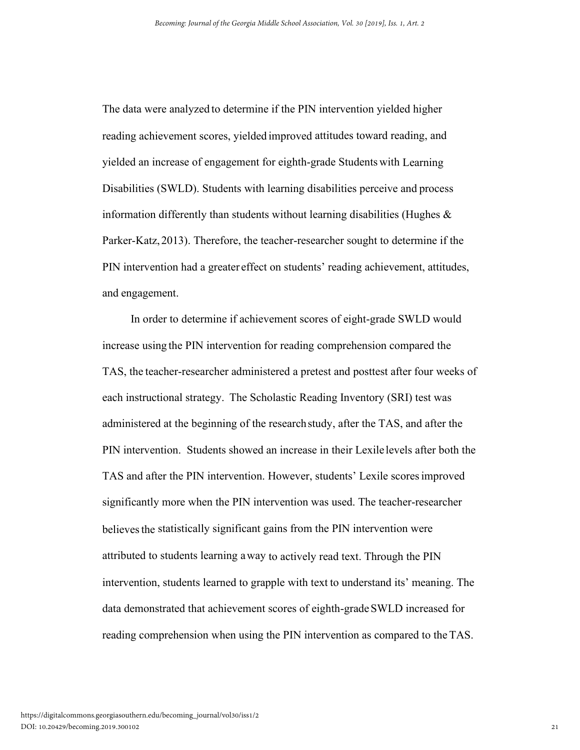The data were analyzed to determine if the PIN intervention yielded higher reading achievement scores, yielded improved attitudes toward reading, and yielded an increase of engagement for eighth-grade Students with Learning Disabilities (SWLD). Students with learning disabilities perceive and process information differently than students without learning disabilities (Hughes & Parker-Katz, 2013). Therefore, the teacher-researcher sought to determine if the PIN intervention had a greater effect on students' reading achievement, attitudes, and engagement.

In order to determine if achievement scores of eight-grade SWLD would increase using the PIN intervention for reading comprehension compared the TAS, the teacher-researcher administered a pretest and posttest after four weeks of each instructional strategy. The Scholastic Reading Inventory (SRI) test was administered at the beginning of the research study, after the TAS, and after the PIN intervention. Students showed an increase in their Lexile levels after both the TAS and after the PIN intervention. However, students' Lexile scores improved significantly more when the PIN intervention was used. The teacher-researcher believes the statistically significant gains from the PIN intervention were attributed to students learning a way to actively read text. Through the PIN intervention, students learned to grapple with text to understand its' meaning. The data demonstrated that achievement scores of eighth-grade SWLD increased for reading comprehension when using the PIN intervention as compared to the TAS.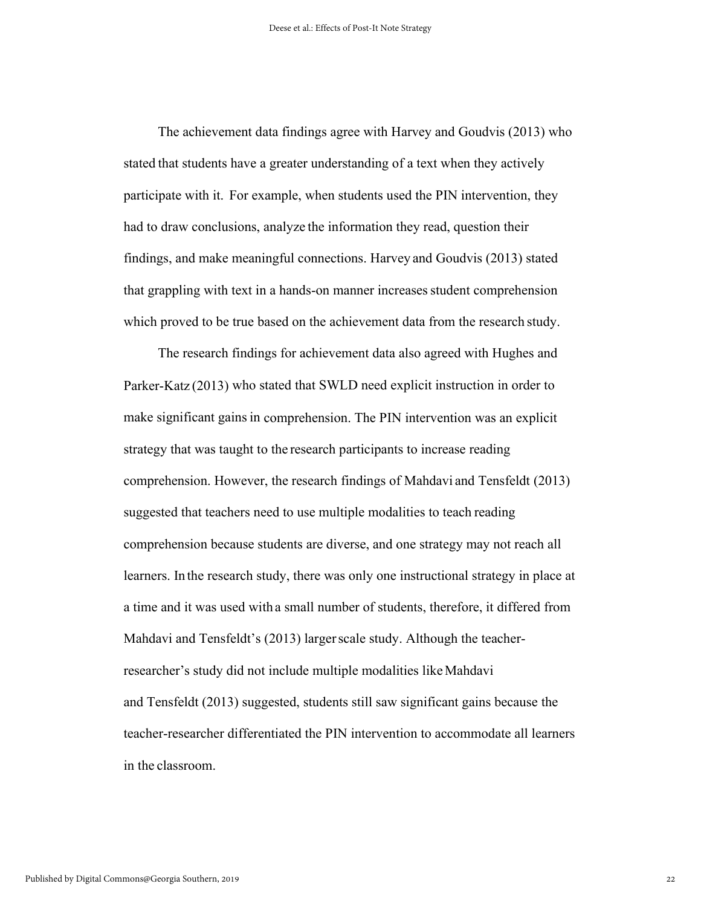The achievement data findings agree with Harvey and Goudvis (2013) who stated that students have a greater understanding of a text when they actively participate with it. For example, when students used the PIN intervention, they had to draw conclusions, analyze the information they read, question their findings, and make meaningful connections. Harvey and Goudvis (2013) stated that grappling with text in a hands-on manner increases student comprehension which proved to be true based on the achievement data from the research study.

The research findings for achievement data also agreed with Hughes and Parker-Katz (2013) who stated that SWLD need explicit instruction in order to make significant gains in comprehension. The PIN intervention was an explicit strategy that was taught to the research participants to increase reading comprehension. However, the research findings of Mahdavi and Tensfeldt (2013) suggested that teachers need to use multiple modalities to teach reading comprehension because students are diverse, and one strategy may not reach all learners. In the research study, there was only one instructional strategy in place at a time and it was used with a small number of students, therefore, it differed from Mahdavi and Tensfeldt's (2013) larger scale study. Although the teacher-researcher's study did not include multiple modalities like Mahdavi and Tensfeldt (2013) suggested, students still saw significant gains because the teacher-researcher differentiated the PIN intervention to accommodate all learners in the classroom.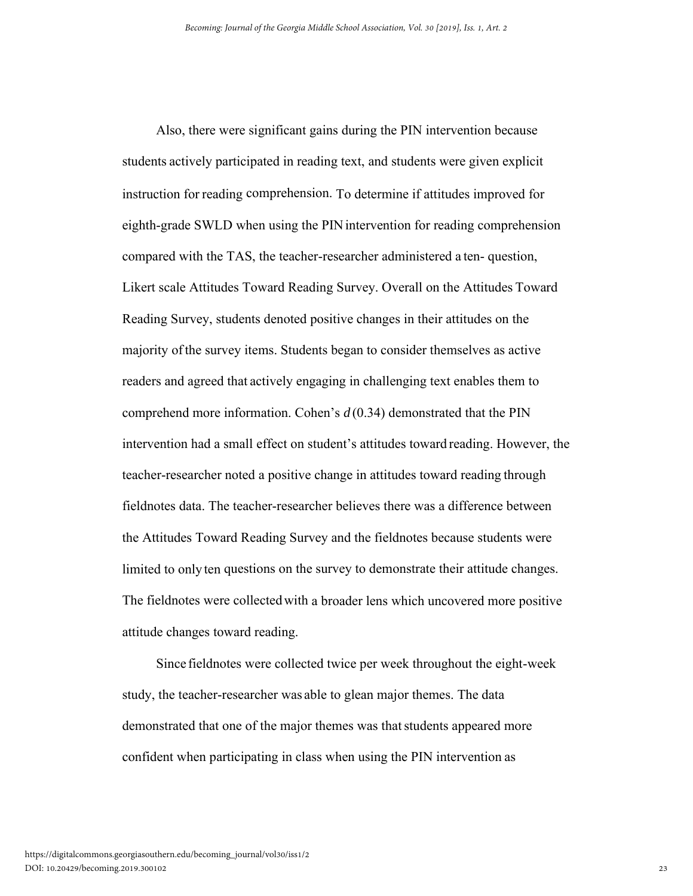Also, there were significant gains during the PIN intervention because students actively participated in reading text, and students were given explicit instruction for reading comprehension. To determine if attitudes improved for eighth-grade SWLD when using the PIN intervention for reading comprehension compared with the TAS, the teacher-researcher administered a ten- question, Likert scale Attitudes Toward Reading Survey. Overall on the Attitudes Toward Reading Survey, students denoted positive changes in their attitudes on the majority of the survey items. Students began to consider themselves as active readers and agreed that actively engaging in challenging text enables them to comprehend more information. Cohen's $d$ (0.34) demonstrated that the PIN intervention had a small effect on student's attitudes toward reading. However, the teacher-researcher noted a positive change in attitudes toward reading through fieldnotes data. The teacher-researcher believes there was a difference between the Attitudes Toward Reading Survey and the fieldnotes because students were limited to only ten questions on the survey to demonstrate their attitude changes. The fieldnotes were collected with a broader lens which uncovered more positive attitude changes toward reading.

Since fieldnotes were collected twice per week throughout the eight-week study, the teacher-researcher was able to glean major themes. The data demonstrated that one of the major themes was that students appeared more confident when participating in class when using the PIN intervention as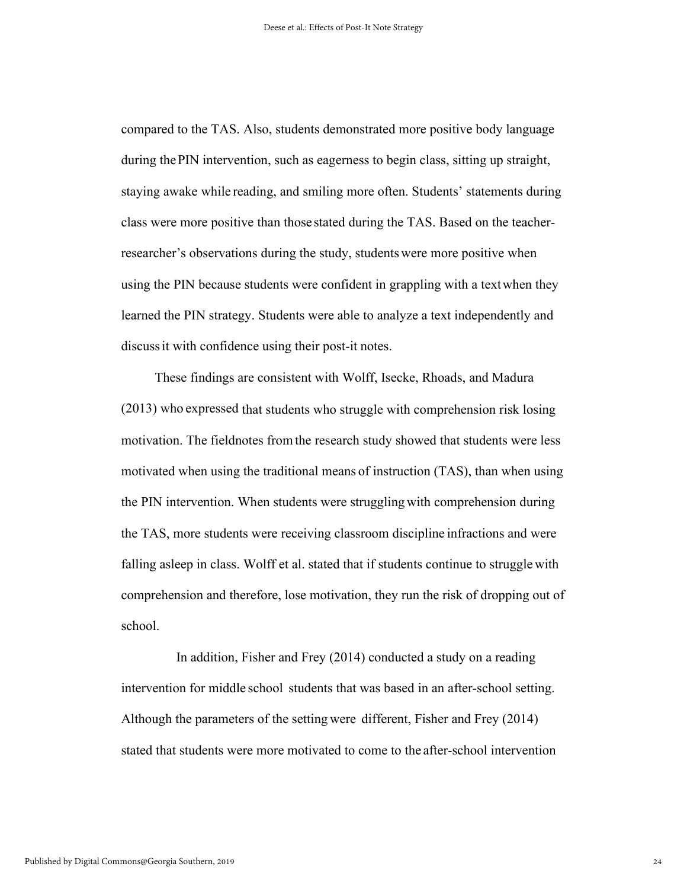compared to the TAS. Also, students demonstrated more positive body language during the PIN intervention, such as eagerness to begin class, sitting up straight, staying awake while reading, and smiling more often. Students' statements during class were more positive than those stated during the TAS. Based on the teacher-researcher's observations during the study, students were more positive when using the PIN because students were confident in grappling with a text when they learned the PIN strategy. Students were able to analyze a text independently and discuss it with confidence using their post-it notes.

These findings are consistent with Wolff, Isecke, Rhoads, and Madura (2013) who expressed that students who struggle with comprehension risk losing motivation. The fieldnotes from the research study showed that students were less motivated when using the traditional means of instruction (TAS), than when using the PIN intervention. When students were struggling with comprehension during the TAS, more students were receiving classroom discipline infractions and were falling asleep in class. Wolff et al. stated that if students continue to struggle with comprehension and therefore, lose motivation, they run the risk of dropping out of school.

In addition, Fisher and Frey (2014) conducted a study on a reading intervention for middle school students that was based in an after-school setting. Although the parameters of the setting were different, Fisher and Frey (2014) stated that students were more motivated to come to the after-school intervention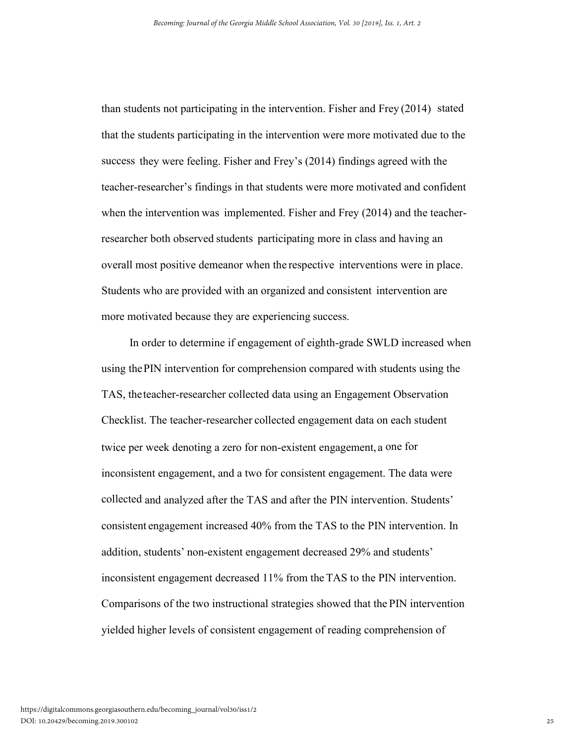than students not participating in the intervention. Fisher and Frey (2014) stated that the students participating in the intervention were more motivated due to the success they were feeling. Fisher and Frey's (2014) findings agreed with the teacher-researcher's findings in that students were more motivated and confident when the intervention was implemented. Fisher and Frey (2014) and the teacher-researcher both observed students participating more in class and having an overall most positive demeanor when the respective interventions were in place. Students who are provided with an organized and consistent intervention are more motivated because they are experiencing success.

In order to determine if engagement of eighth-grade SWLD increased when using the PIN intervention for comprehension compared with students using the TAS, the teacher-researcher collected data using an Engagement Observation Checklist. The teacher-researcher collected engagement data on each student twice per week denoting a zero for non-existent engagement, a one for inconsistent engagement, and a two for consistent engagement. The data were collected and analyzed after the TAS and after the PIN intervention. Students' consistent engagement increased 40% from the TAS to the PIN intervention. In addition, students' non-existent engagement decreased 29% and students' inconsistent engagement decreased 11% from the TAS to the PIN intervention. Comparisons of the two instructional strategies showed that the PIN intervention yielded higher levels of consistent engagement of reading comprehension of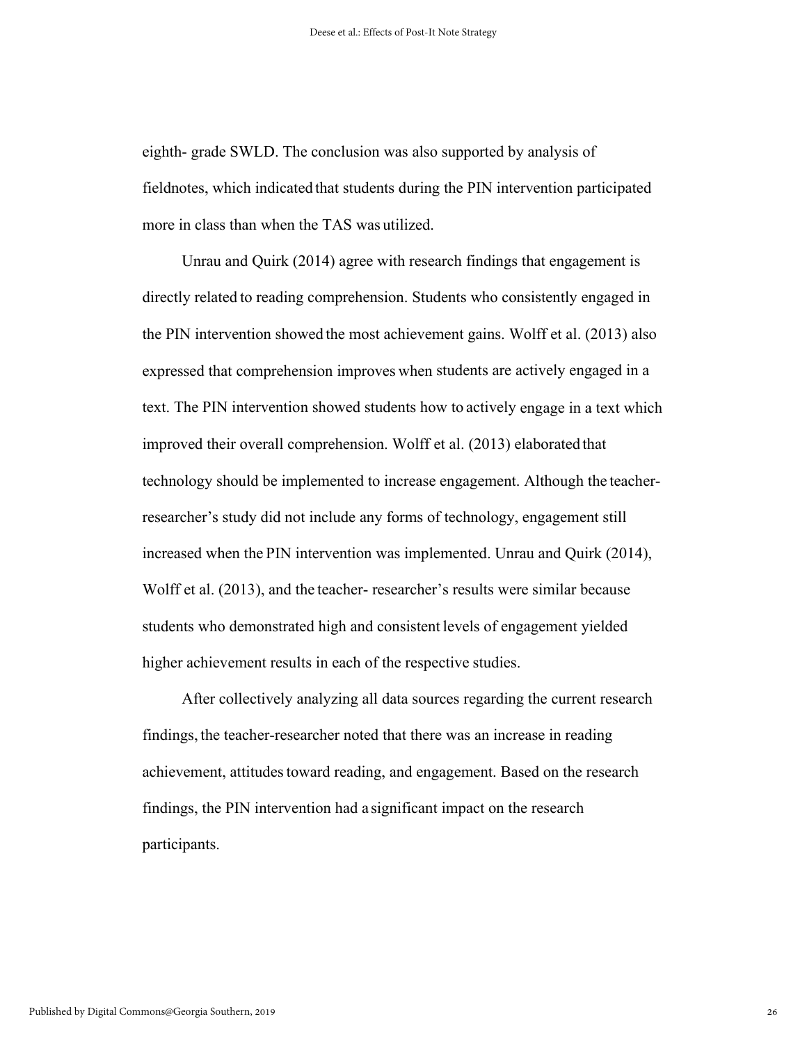eighth- grade SWLD. The conclusion was also supported by analysis of fieldnotes, which indicated that students during the PIN intervention participated more in class than when the TAS was utilized.

Unrau and Quirk (2014) agree with research findings that engagement is directly related to reading comprehension. Students who consistently engaged in the PIN intervention showed the most achievement gains. Wolff et al. (2013) also expressed that comprehension improves when students are actively engaged in a text. The PIN intervention showed students how to actively engage in a text which improved their overall comprehension. Wolff et al. (2013) elaborated that technology should be implemented to increase engagement. Although the teacher-researcher's study did not include any forms of technology, engagement still increased when the PIN intervention was implemented. Unrau and Quirk (2014), Wolff et al. (2013), and the teacher- researcher's results were similar because students who demonstrated high and consistent levels of engagement yielded higher achievement results in each of the respective studies.

After collectively analyzing all data sources regarding the current research findings, the teacher-researcher noted that there was an increase in reading achievement, attitudes toward reading, and engagement. Based on the research findings, the PIN intervention had a significant impact on the research participants.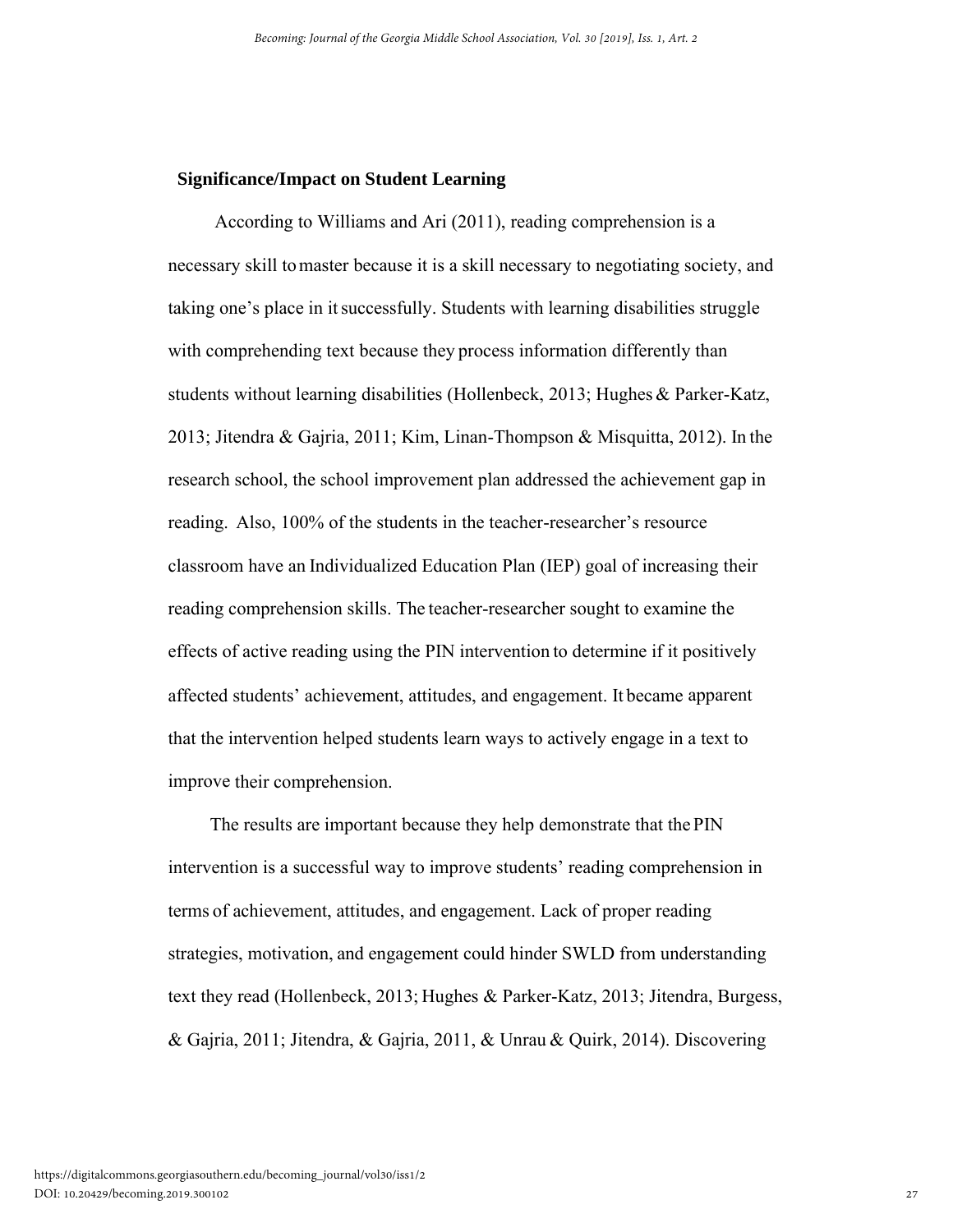## Significance/Impact on Student Learning

According to Williams and Ari (2011), reading comprehension is a necessary skill to master because it is a skill necessary to negotiating society, and taking one's place in it successfully. Students with learning disabilities struggle with comprehending text because they process information differently than students without learning disabilities (Hollenbeck, 2013; Hughes & Parker-Katz, 2013; Jitendra & Gajria, 2011; Kim, Linan-Thompson & Misquitta, 2012). In the research school, the school improvement plan addressed the achievement gap in reading. Also, 100% of the students in the teacher-researcher's resource classroom have an Individualized Education Plan (IEP) goal of increasing their reading comprehension skills. The teacher-researcher sought to examine the effects of active reading using the PIN intervention to determine if it positively affected students' achievement, attitudes, and engagement. It became apparent that the intervention helped students learn ways to actively engage in a text to improve their comprehension.

The results are important because they help demonstrate that the PIN intervention is a successful way to improve students' reading comprehension in terms of achievement, attitudes, and engagement. Lack of proper reading strategies, motivation, and engagement could hinder SWLD from understanding text they read (Hollenbeck, 2013; Hughes & Parker-Katz, 2013; Jitendra, Burgess, & Gajria, 2011; Jitendra, & Gajria, 2011, & Unrau & Quirk, 2014). Discovering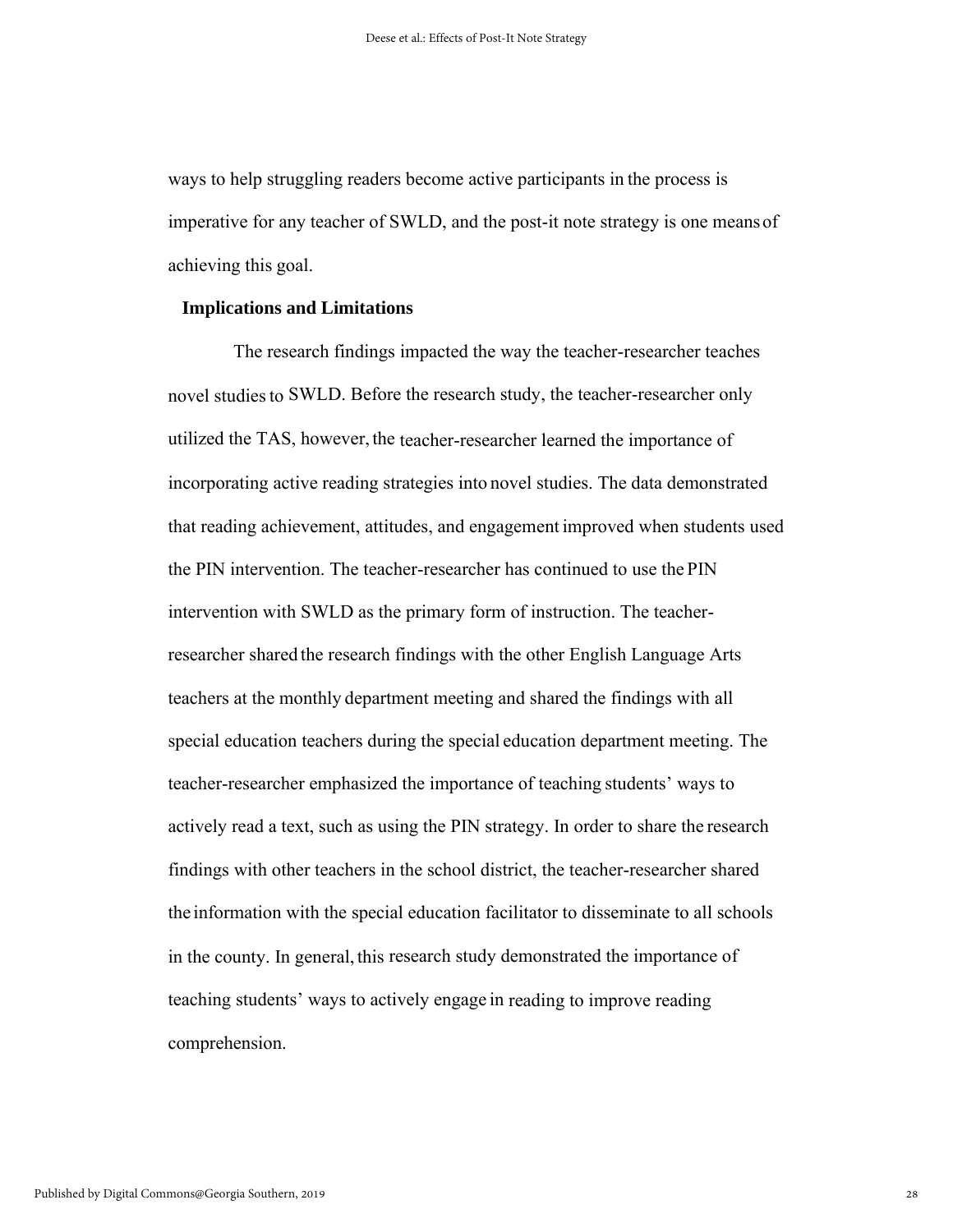ways to help struggling readers become active participants in the process is imperative for any teacher of SWLD, and the post-it note strategy is one means of achieving this goal.

## Implications and Limitations

The research findings impacted the way the teacher-researcher teaches novel studies to SWLD. Before the research study, the teacher-researcher only utilized the TAS, however, the teacher-researcher learned the importance of incorporating active reading strategies into novel studies. The data demonstrated that reading achievement, attitudes, and engagement improved when students used the PIN intervention. The teacher-researcher has continued to use the PIN intervention with SWLD as the primary form of instruction. The teacher-researcher shared the research findings with the other English Language Arts teachers at the monthly department meeting and shared the findings with all special education teachers during the special education department meeting. The teacher-researcher emphasized the importance of teaching students' ways to actively read a text, such as using the PIN strategy. In order to share the research findings with other teachers in the school district, the teacher-researcher shared the information with the special education facilitator to disseminate to all schools in the county. In general, this research study demonstrated the importance of teaching students' ways to actively engage in reading to improve reading comprehension.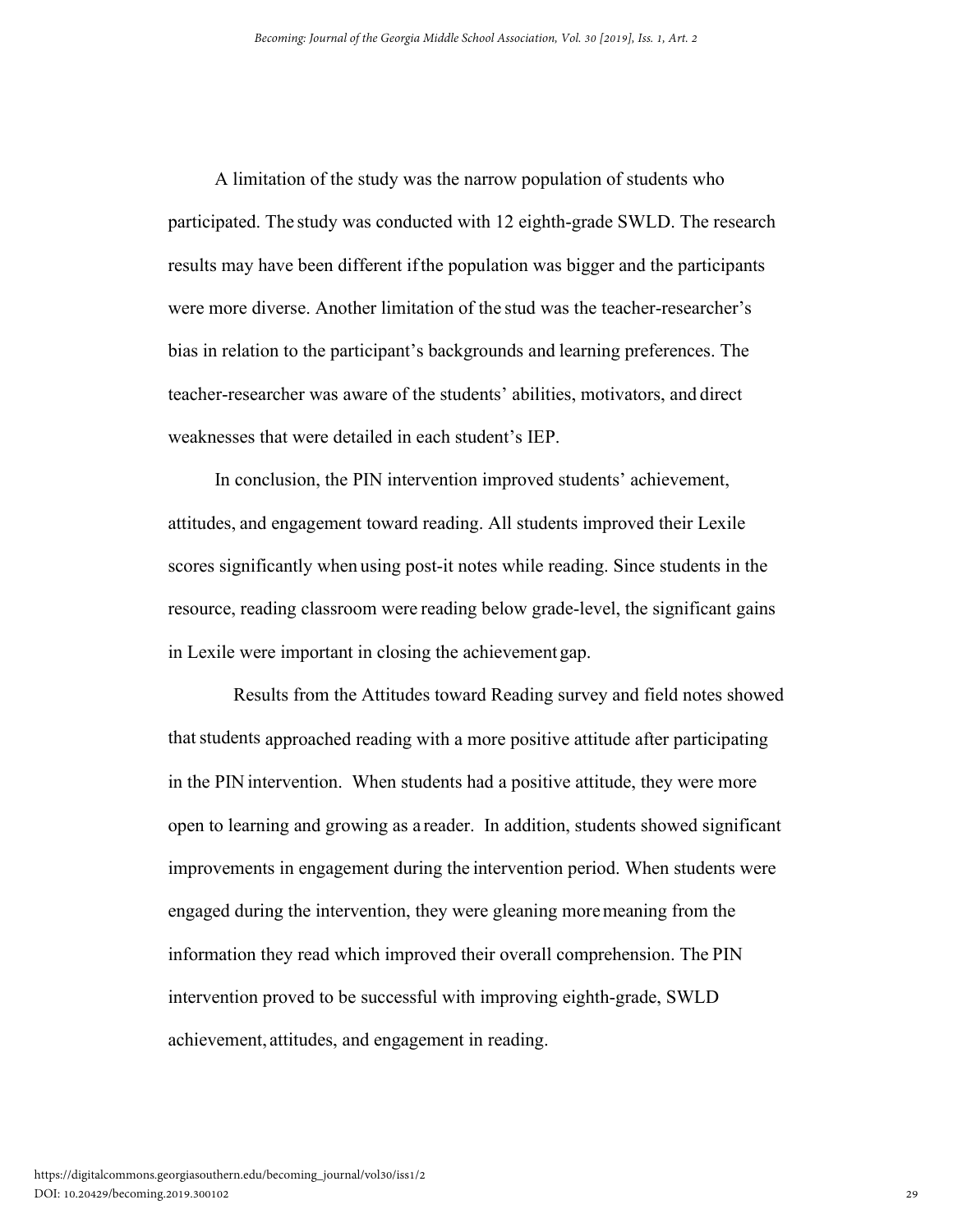A limitation of the study was the narrow population of students who participated. The study was conducted with 12 eighth-grade SWLD. The research results may have been different if the population was bigger and the participants were more diverse. Another limitation of the stud was the teacher-researcher's bias in relation to the participant's backgrounds and learning preferences. The teacher-researcher was aware of the students' abilities, motivators, and direct weaknesses that were detailed in each student's IEP.

In conclusion, the PIN intervention improved students' achievement, attitudes, and engagement toward reading. All students improved their Lexile scores significantly when using post-it notes while reading. Since students in the resource, reading classroom were reading below grade-level, the significant gains in Lexile were important in closing the achievement gap.

Results from the Attitudes toward Reading survey and field notes showed that students approached reading with a more positive attitude after participating in the PIN intervention. When students had a positive attitude, they were more open to learning and growing as a reader. In addition, students showed significant improvements in engagement during the intervention period. When students were engaged during the intervention, they were gleaning more meaning from the information they read which improved their overall comprehension. The PIN intervention proved to be successful with improving eighth-grade, SWLD achievement, attitudes, and engagement in reading.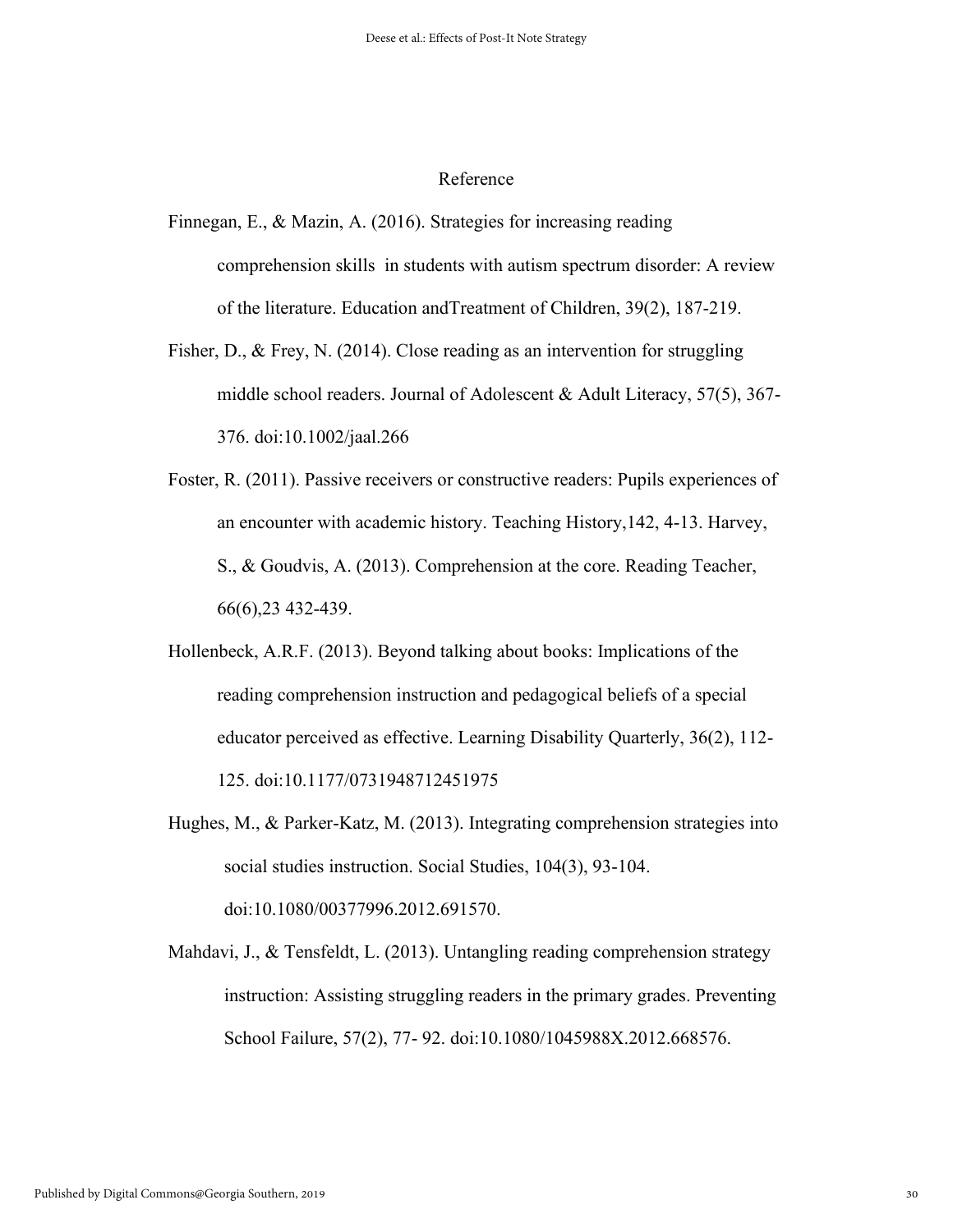# Reference

Finnegan, E., & Mazin, A. (2016). Strategies for increasing reading comprehension skills in students with autism spectrum disorder: A review of the literature. Education andTreatment of Children, 39(2), 187-219.

Fisher, D., & Frey, N. (2014). Close reading as an intervention for struggling middle school readers. Journal of Adolescent & Adult Literacy, 57(5), 367-376. doi:10.1002/jaal.266

Foster, R. (2011). Passive receivers or constructive readers: Pupils experiences of an encounter with academic history. Teaching History,142, 4-13. Harvey, S., & Goudvis, A. (2013). Comprehension at the core. Reading Teacher, 66(6),23 432-439.

Hollenbeck, A.R.F. (2013). Beyond talking about books: Implications of the reading comprehension instruction and pedagogical beliefs of a special educator perceived as effective. Learning Disability Quarterly, 36(2), 112-125. doi:10.1177/0731948712451975

Hughes, M., & Parker-Katz, M. (2013). Integrating comprehension strategies into social studies instruction. Social Studies, 104(3), 93-104. doi:10.1080/00377996.2012.691570.

Mahdavi, J., & Tensfeldt, L. (2013). Untangling reading comprehension strategy instruction: Assisting struggling readers in the primary grades. Preventing School Failure, 57(2), 77- 92. doi:10.1080/1045988X.2012.668576.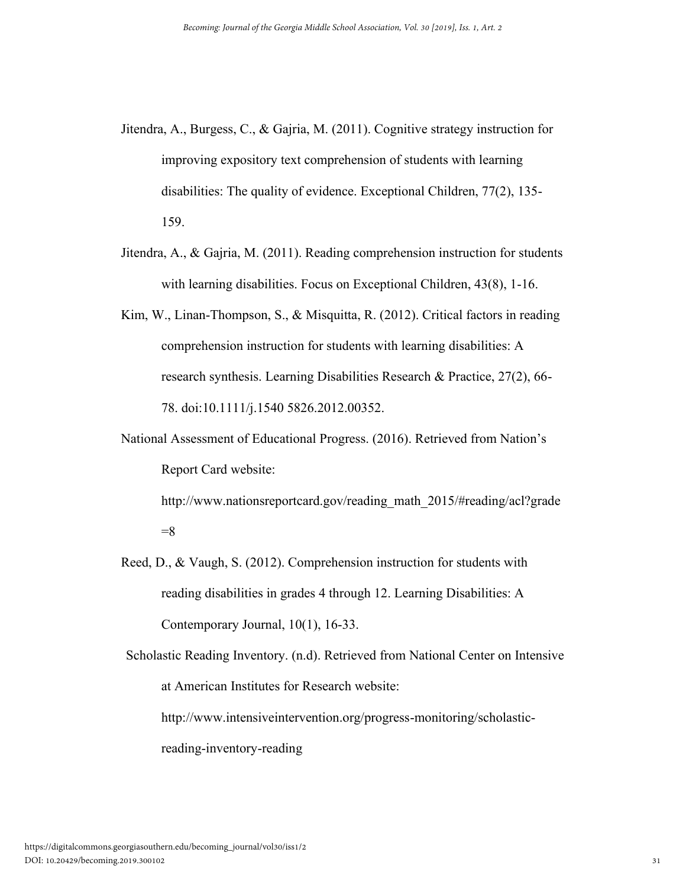Jitendra, A., Burgess, C., & Gajria, M. (2011). Cognitive strategy instruction for improving expository text comprehension of students with learning disabilities: The quality of evidence. Exceptional Children, 77(2), 135-159.

Jitendra, A., & Gajria, M. (2011). Reading comprehension instruction for students with learning disabilities. Focus on Exceptional Children, 43(8), 1-16.

Kim, W., Linan-Thompson, S., & Misquitta, R. (2012). Critical factors in reading comprehension instruction for students with learning disabilities: A research synthesis. Learning Disabilities Research & Practice, 27(2), 66-78. doi:10.1111/j.1540 5826.2012.00352.

National Assessment of Educational Progress. (2016). Retrieved from Nation's Report Card website: http://www.nationsreportcard.gov/reading_math_2015/#reading/acl?grade=8

Reed, D., & Vaugh, S. (2012). Comprehension instruction for students with reading disabilities in grades 4 through 12. Learning Disabilities: A Contemporary Journal, 10(1), 16-33.

Scholastic Reading Inventory. (n.d). Retrieved from National Center on Intensive at American Institutes for Research website: http://www.intensiveintervention.org/progress-monitoring/scholastic-reading-inventory-reading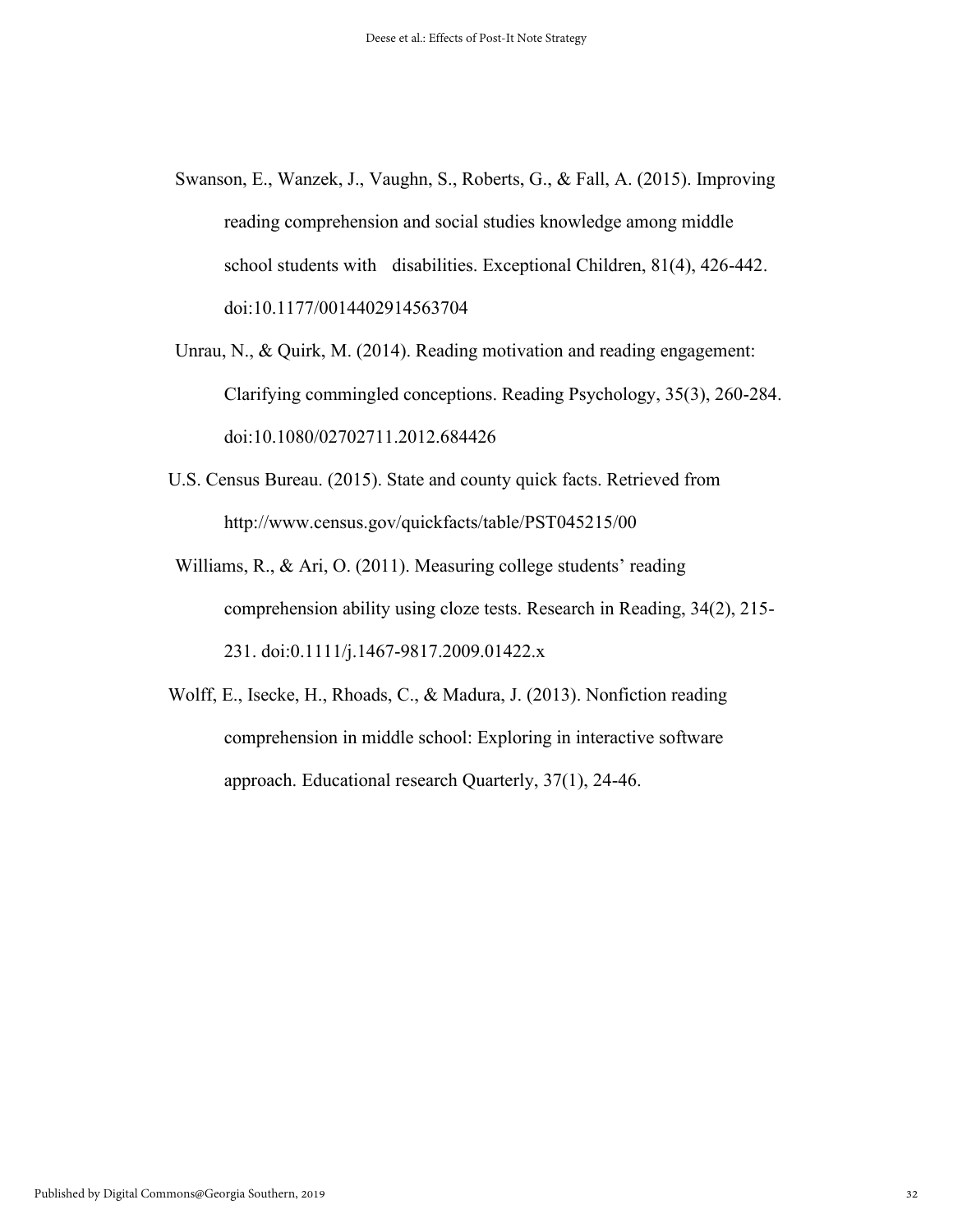Swanson, E., Wanzek, J., Vaughn, S., Roberts, G., & Fall, A. (2015). Improving reading comprehension and social studies knowledge among middle school students with disabilities. Exceptional Children, 81(4), 426-442. doi:10.1177/0014402914563704

Unrau, N., & Quirk, M. (2014). Reading motivation and reading engagement: Clarifying commingled conceptions. Reading Psychology, 35(3), 260-284. doi:10.1080/02702711.2012.684426

U.S. Census Bureau. (2015). State and county quick facts. Retrieved from http://www.census.gov/quickfacts/table/PST045215/00

Williams, R., & Ari, O. (2011). Measuring college students' reading comprehension ability using cloze tests. Research in Reading, 34(2), 215-231. doi:0.1111/j.1467-9817.2009.01422.x

Wolff, E., Isecke, H., Rhoads, C., & Madura, J. (2013). Nonfiction reading comprehension in middle school: Exploring in interactive software approach. Educational research Quarterly, 37(1), 24-46.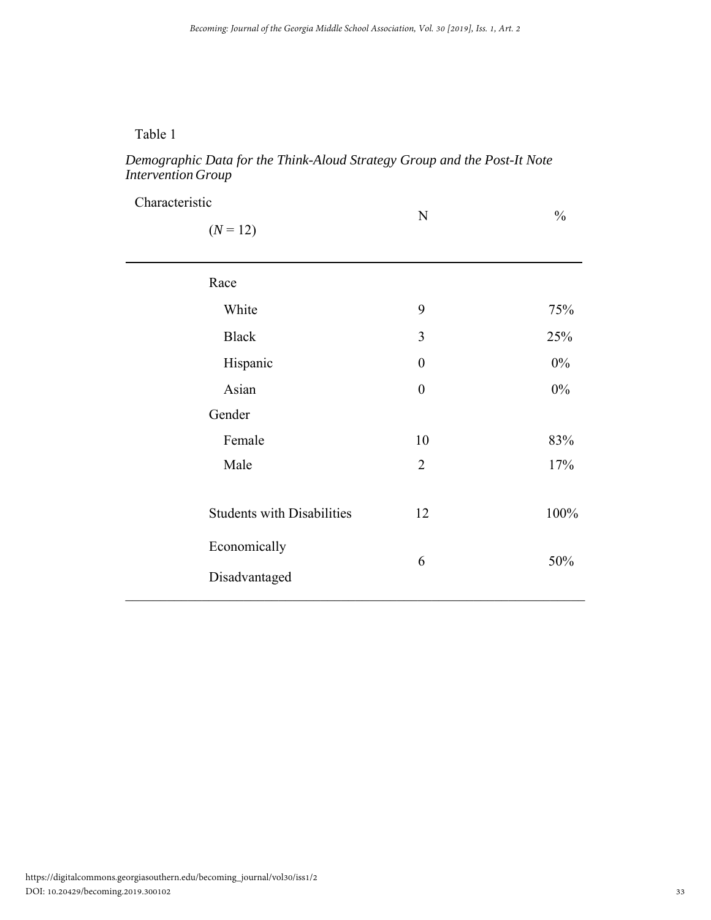Table 1

*Demographic Data for the Think-Aloud Strategy Group and the Post-It Note Intervention Group*

| Characteristic ($N$ = 12) | N | % |
|---|---|---|
| Race | | |
| White | 9 | 75% |
| Black | 3 | 25% |
| Hispanic | 0 | 0% |
| Asian | 0 | 0% |
| Gender | | |
| Female | 10 | 83% |
| Male | 2 | 17% |
| Students with Disabilities | 12 | 100% |
| Economically Disadvantaged | 6 | 50% |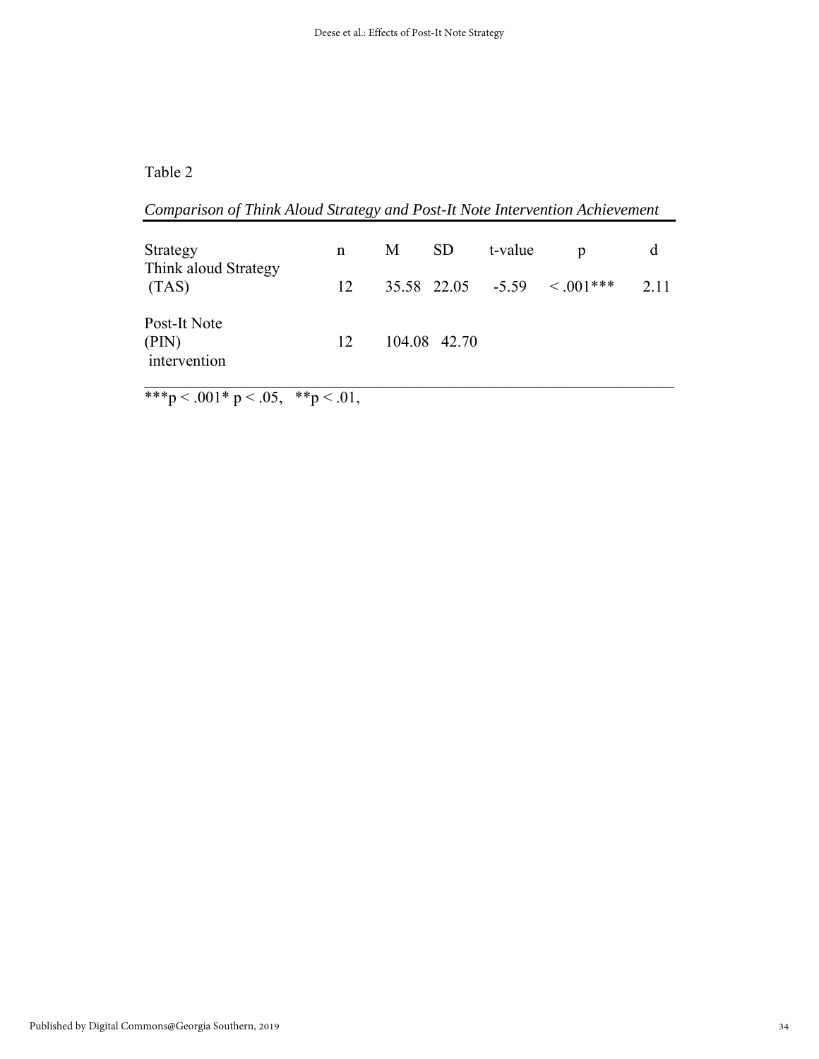Table 2

*Comparison of Think Aloud Strategy and Post-It Note Intervention Achievement*

| Strategy | n | M | SD | t-value | p | d |
|---|---|---|---|---|---|---|
| Think aloud Strategy (TAS) | 12 | 35.58 | 22.05 | -5.59 | $< .001$*** | 2.11 |
| Post-It Note (PIN) intervention | 12 | 104.08 | 42.70 | | | |

***$p < .001$* $p < .05$, **$p < .01$,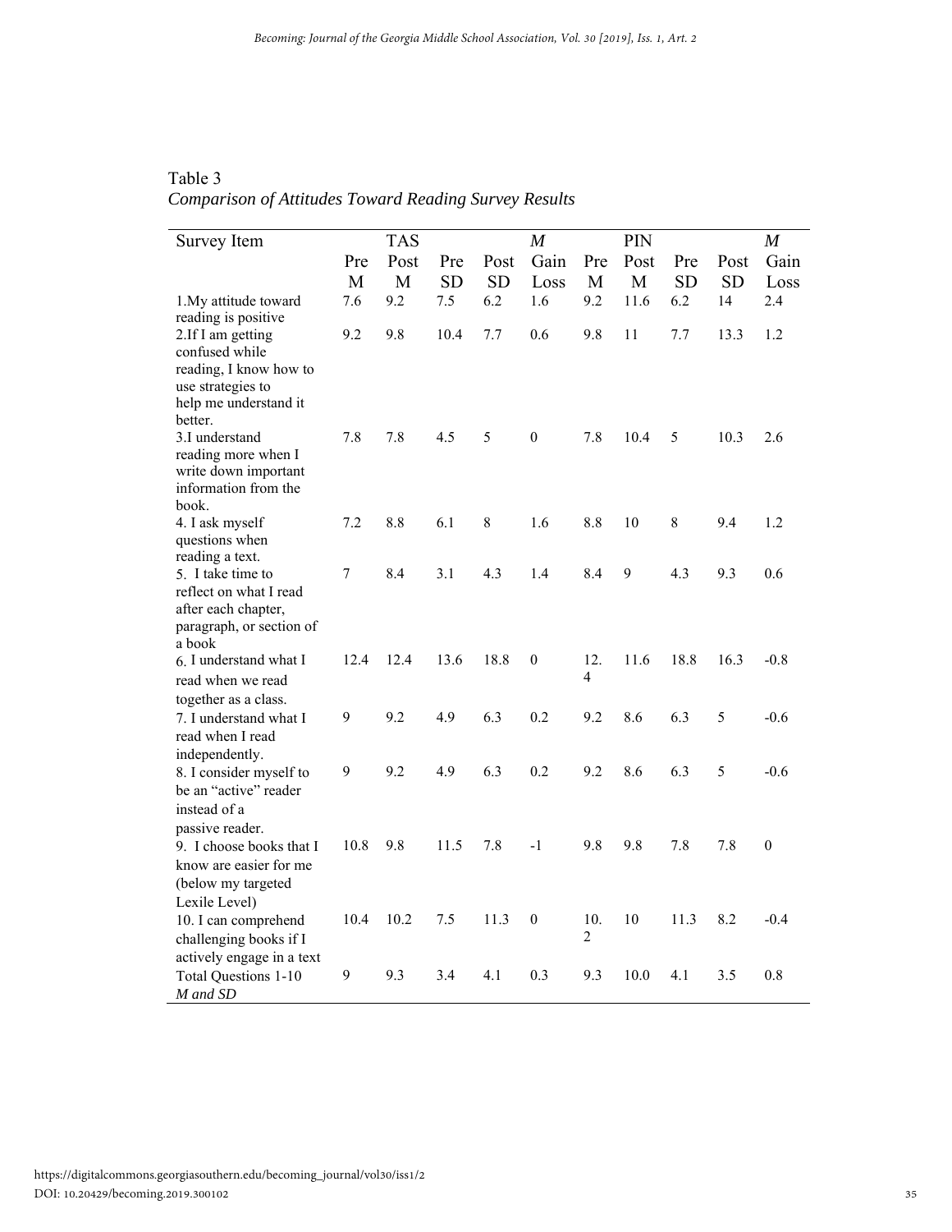Table 3

*Comparison of Attitudes Toward Reading Survey Results*

| Survey Item | TAS Pre M | Post M | Pre SD | Post SD | *M* Gain Loss | PIN Pre M | Post M | Pre SD | Post SD | *M* Gain Loss |
|---|---|---|---|---|---|---|---|---|---|---|
| 1.My attitude toward reading is positive | 7.6 | 9.2 | 7.5 | 6.2 | 1.6 | 9.2 | 11.6 | 6.2 | 14 | 2.4 |
| 2.If I am getting confused while reading, I know how to use strategies to help me understand it better. | 9.2 | 9.8 | 10.4 | 7.7 | 0.6 | 9.8 | 11 | 7.7 | 13.3 | 1.2 |
| 3.I understand reading more when I write down important information from the book. | 7.8 | 7.8 | 4.5 | 5 | 0 | 7.8 | 10.4 | 5 | 10.3 | 2.6 |
| 4. I ask myself questions when reading a text. | 7.2 | 8.8 | 6.1 | 8 | 1.6 | 8.8 | 10 | 8 | 9.4 | 1.2 |
| 5. I take time to reflect on what I read after each chapter, paragraph, or section of a book | 7 | 8.4 | 3.1 | 4.3 | 1.4 | 8.4 | 9 | 4.3 | 9.3 | 0.6 |
| 6. I understand what I read when we read together as a class. | 12.4 | 12.4 | 13.6 | 18.8 | 0 | 12.4 | 11.6 | 18.8 | 16.3 | -0.8 |
| 7. I understand what I read when I read independently. | 9 | 9.2 | 4.9 | 6.3 | 0.2 | 9.2 | 8.6 | 6.3 | 5 | -0.6 |
| 8. I consider myself to be an "active" reader instead of a passive reader. | 9 | 9.2 | 4.9 | 6.3 | 0.2 | 9.2 | 8.6 | 6.3 | 5 | -0.6 |
| 9. I choose books that I know are easier for me (below my targeted Lexile Level) | 10.8 | 9.8 | 11.5 | 7.8 | -1 | 9.8 | 9.8 | 7.8 | 7.8 | 0 |
| 10. I can comprehend challenging books if I actively engage in a text | 10.4 | 10.2 | 7.5 | 11.3 | 0 | 10.2 | 10 | 11.3 | 8.2 | -0.4 |
| Total Questions 1-10 *M and SD* | 9 | 9.3 | 3.4 | 4.1 | 0.3 | 9.3 | 10.0 | 4.1 | 3.5 | 0.8 |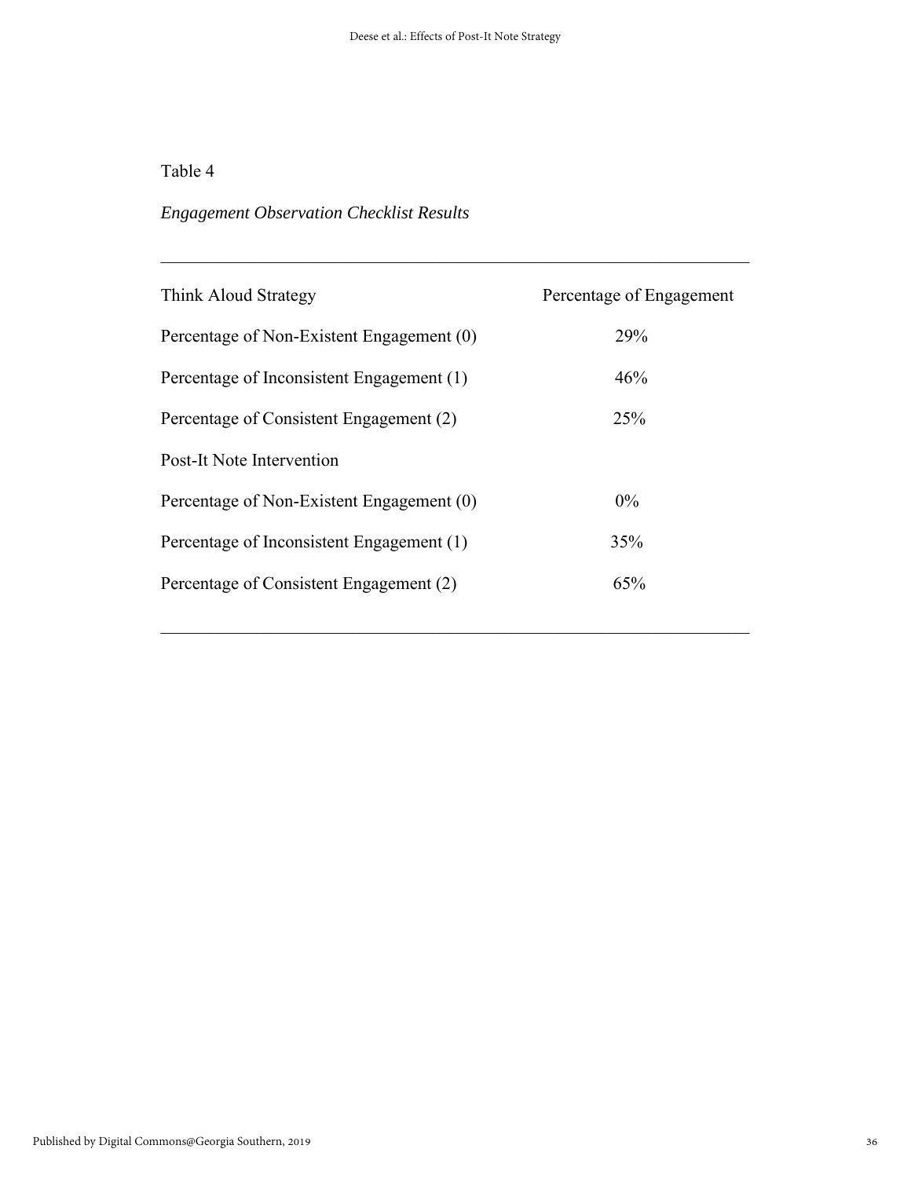Table 4

*Engagement Observation Checklist Results*

| Think Aloud Strategy | Percentage of Engagement |
|---|---|
| Percentage of Non-Existent Engagement (0) | 29% |
| Percentage of Inconsistent Engagement (1) | 46% |
| Percentage of Consistent Engagement (2) | 25% |
| Post-It Note Intervention | |
| Percentage of Non-Existent Engagement (0) | 0% |
| Percentage of Inconsistent Engagement (1) | 35% |
| Percentage of Consistent Engagement (2) | 65% |